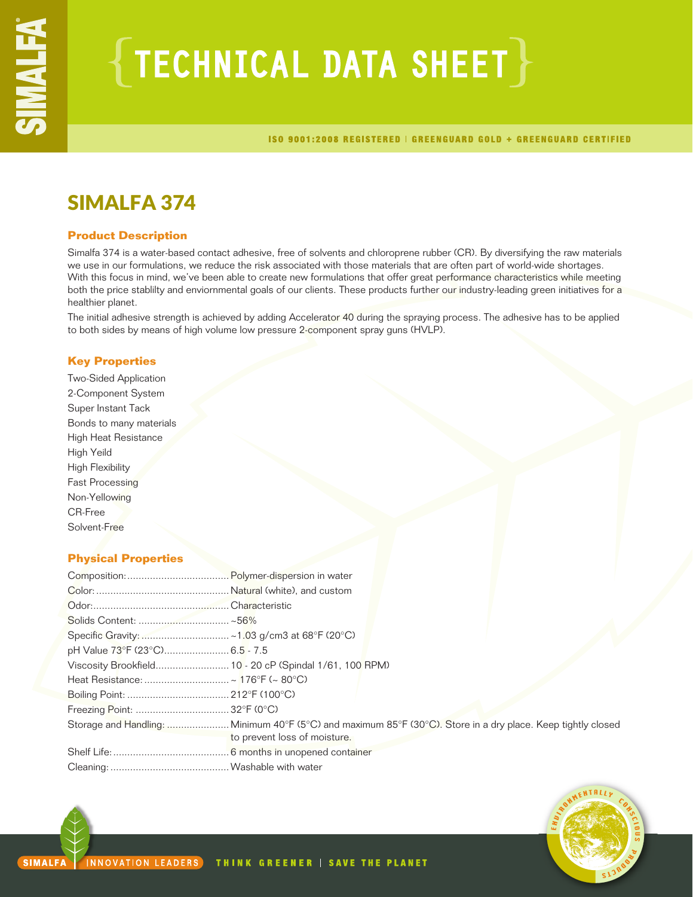# TECHNICAL DATA SHEET

ISO 9001:2008 REGISTERED | GREENGUARD GOLD + GREENGUARD CERTIFIED

## SIMALFA 374

### Product Description

Simalfa 374 is a water-based contact adhesive, free of solvents and chloroprene rubber (CR). By diversifying the raw materials we use in our formulations, we reduce the risk associated with those materials that are often part of world-wide shortages. With this focus in mind, we've been able to create new formulations that offer great performance characteristics while meeting both the price stablilty and enviornmental goals of our clients. These products further our industry-leading green initiatives for a healthier planet.

The initial adhesive strength is achieved by adding Accelerator 40 during the spraying process. The adhesive has to be applied to both sides by means of high volume low pressure 2-component spray guns (HVLP).

### Key Properties

Two-Sided Application
2-Component System
Super Instant Tack
Bonds to many materials
High Heat Resistance
High Yeild
High Flexibility
Fast Processing
Non-Yellowing
CR-Free
Solvent-Free

### Physical Properties

| | |
|---|---|
| Composition: | Polymer-dispersion in water |
| Color: | Natural (white), and custom |
| Odor: | Characteristic |
| Solids Content: | ~56% |
| Specific Gravity: | ~1.03 g/cm3 at 68°F (20°C) |
| pH Value 73°F (23°C) | 6.5 - 7.5 |
| Viscosity Brookfield | 10 - 20 cP (Spindal 1/61, 100 RPM) |
| Heat Resistance: | ~ 176°F (~ 80°C) |
| Boiling Point: | 212°F (100°C) |
| Freezing Point: | 32°F (0°C) |
| Storage and Handling: | Minimum 40°F (5°C) and maximum 85°F (30°C). Store in a dry place. Keep tightly closed to prevent loss of moisture. |
| Shelf Life: | 6 months in unopened container |
| Cleaning: | Washable with water |

SIMALFA | INNOVATION LEADERS THINK GREENER | SAVE THE PLANET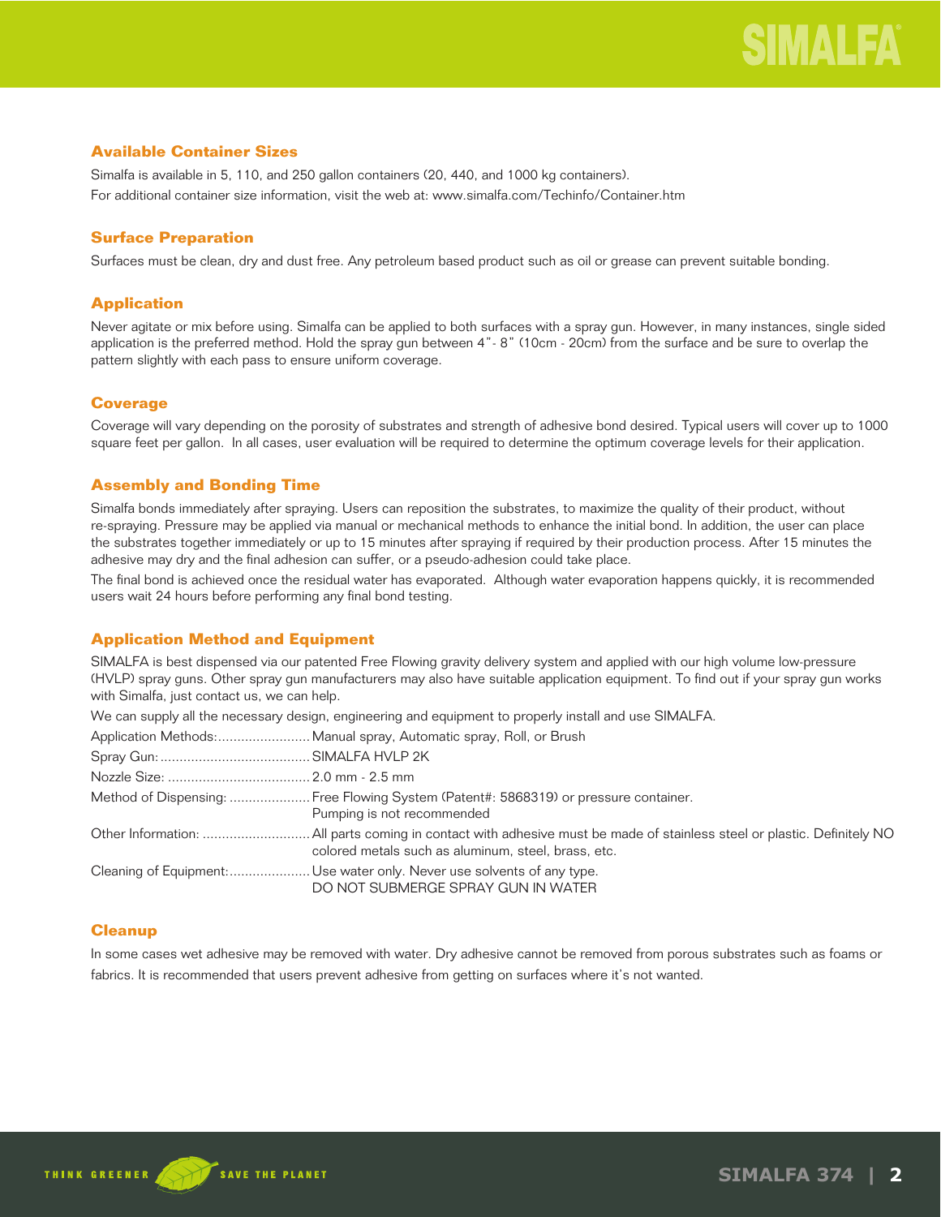## Available Container Sizes

Simalfa is available in 5, 110, and 250 gallon containers (20, 440, and 1000 kg containers).
For additional container size information, visit the web at: www.simalfa.com/Techinfo/Container.htm

## Surface Preparation

Surfaces must be clean, dry and dust free. Any petroleum based product such as oil or grease can prevent suitable bonding.

## Application

Never agitate or mix before using. Simalfa can be applied to both surfaces with a spray gun. However, in many instances, single sided application is the preferred method. Hold the spray gun between 4"- 8" (10cm - 20cm) from the surface and be sure to overlap the pattern slightly with each pass to ensure uniform coverage.

## Coverage

Coverage will vary depending on the porosity of substrates and strength of adhesive bond desired. Typical users will cover up to 1000 square feet per gallon. In all cases, user evaluation will be required to determine the optimum coverage levels for their application.

## Assembly and Bonding Time

Simalfa bonds immediately after spraying. Users can reposition the substrates, to maximize the quality of their product, without re-spraying. Pressure may be applied via manual or mechanical methods to enhance the initial bond. In addition, the user can place the substrates together immediately or up to 15 minutes after spraying if required by their production process. After 15 minutes the adhesive may dry and the final adhesion can suffer, or a pseudo-adhesion could take place.

The final bond is achieved once the residual water has evaporated. Although water evaporation happens quickly, it is recommended users wait 24 hours before performing any final bond testing.

## Application Method and Equipment

SIMALFA is best dispensed via our patented Free Flowing gravity delivery system and applied with our high volume low-pressure (HVLP) spray guns. Other spray gun manufacturers may also have suitable application equipment. To find out if your spray gun works with Simalfa, just contact us, we can help.

We can supply all the necessary design, engineering and equipment to properly install and use SIMALFA.

Application Methods:........................ Manual spray, Automatic spray, Roll, or Brush

Spray Gun:...................................... SIMALFA HVLP 2K

Nozzle Size: .................................... 2.0 mm - 2.5 mm

Method of Dispensing: ..................... Free Flowing System (Patent#: 5868319) or pressure container.
Pumping is not recommended

Other Information: ........................... All parts coming in contact with adhesive must be made of stainless steel or plastic. Definitely NO colored metals such as aluminum, steel, brass, etc.

Cleaning of Equipment:..................... Use water only. Never use solvents of any type.
DO NOT SUBMERGE SPRAY GUN IN WATER

## Cleanup

In some cases wet adhesive may be removed with water. Dry adhesive cannot be removed from porous substrates such as foams or fabrics. It is recommended that users prevent adhesive from getting on surfaces where it's not wanted.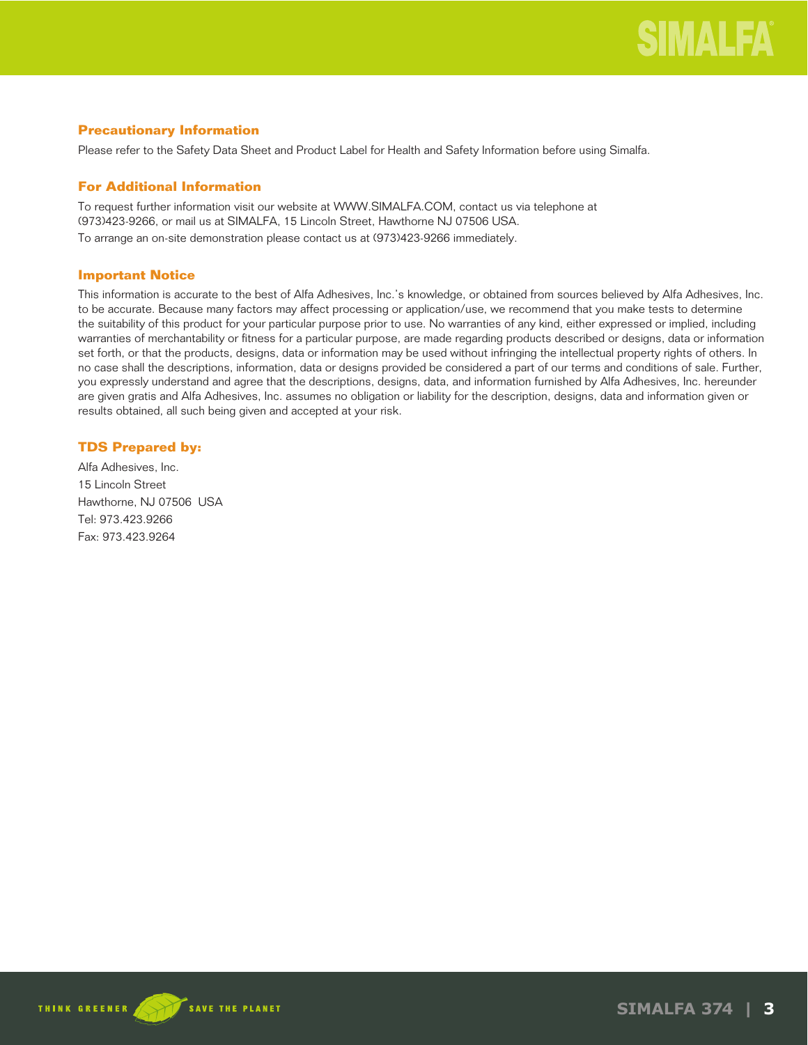## Precautionary Information

Please refer to the Safety Data Sheet and Product Label for Health and Safety Information before using Simalfa.

## For Additional Information

To request further information visit our website at WWW.SIMALFA.COM, contact us via telephone at (973)423-9266, or mail us at SIMALFA, 15 Lincoln Street, Hawthorne NJ 07506 USA.
To arrange an on-site demonstration please contact us at (973)423-9266 immediately.

## Important Notice

This information is accurate to the best of Alfa Adhesives, Inc.'s knowledge, or obtained from sources believed by Alfa Adhesives, Inc. to be accurate. Because many factors may affect processing or application/use, we recommend that you make tests to determine the suitability of this product for your particular purpose prior to use. No warranties of any kind, either expressed or implied, including warranties of merchantability or fitness for a particular purpose, are made regarding products described or designs, data or information set forth, or that the products, designs, data or information may be used without infringing the intellectual property rights of others. In no case shall the descriptions, information, data or designs provided be considered a part of our terms and conditions of sale. Further, you expressly understand and agree that the descriptions, designs, data, and information furnished by Alfa Adhesives, Inc. hereunder are given gratis and Alfa Adhesives, Inc. assumes no obligation or liability for the description, designs, data and information given or results obtained, all such being given and accepted at your risk.

## TDS Prepared by:

Alfa Adhesives, Inc.
15 Lincoln Street
Hawthorne, NJ 07506 USA
Tel: 973.423.9266
Fax: 973.423.9264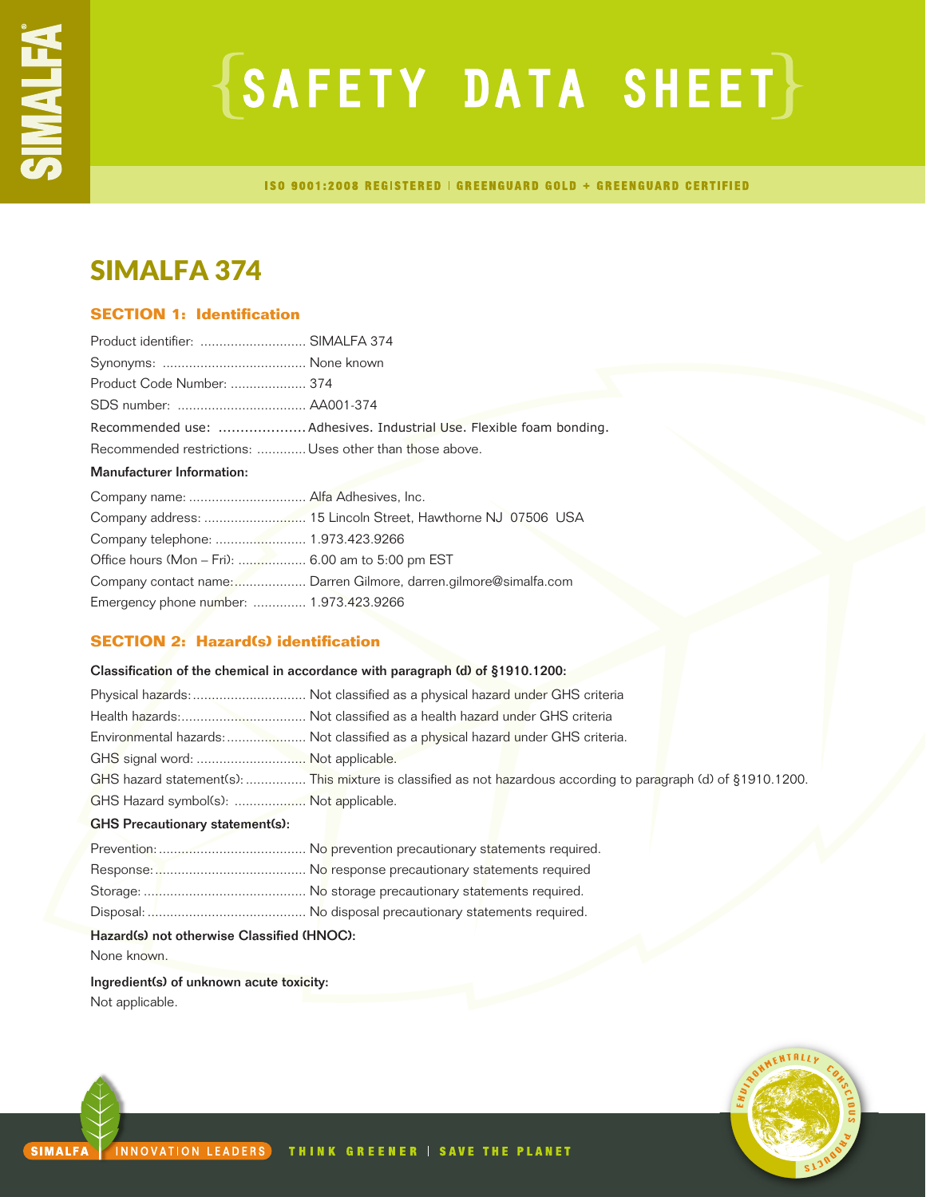# SAFETY DATA SHEET

ISO 9001:2008 REGISTERED | GREENGUARD GOLD + GREENGUARD CERTIFIED

## SIMALFA 374

### SECTION 1: Identification

Product identifier: ............................ SIMALFA 374

Synonyms: ...................................... None known

Product Code Number: .................... 374

SDS number: .................................. AA001-374

Recommended use: .................... Adhesives. Industrial Use. Flexible foam bonding.

Recommended restrictions: ............. Uses other than those above.

**Manufacturer Information:**

Company name: ............................... Alfa Adhesives, Inc.

Company address: ........................... 15 Lincoln Street, Hawthorne NJ 07506 USA

Company telephone: ........................ 1.973.423.9266

Office hours (Mon – Fri): .................. 6.00 am to 5:00 pm EST

Company contact name:................... Darren Gilmore, darren.gilmore@simalfa.com

Emergency phone number: ............. 1.973.423.9266

### SECTION 2: Hazard(s) identification

**Classification of the chemical in accordance with paragraph (d) of §1910.1200:**

Physical hazards:.............................. Not classified as a physical hazard under GHS criteria

Health hazards:................................. Not classified as a health hazard under GHS criteria

Environmental hazards:..................... Not classified as a physical hazard under GHS criteria.

GHS signal word: ............................. Not applicable.

GHS hazard statement(s): ................ This mixture is classified as not hazardous according to paragraph (d) of §1910.1200.

GHS Hazard symbol(s): ................... Not applicable.

**GHS Precautionary statement(s):**

Prevention: ...................................... No prevention precautionary statements required.

Response: ........................................ No response precautionary statements required

Storage: ........................................... No storage precautionary statements required.

Disposal: .......................................... No disposal precautionary statements required.

**Hazard(s) not otherwise Classified (HNOC):**

None known.

**Ingredient(s) of unknown acute toxicity:**

Not applicable.

SIMALFA | INNOVATION LEADERS THINK GREENER | SAVE THE PLANET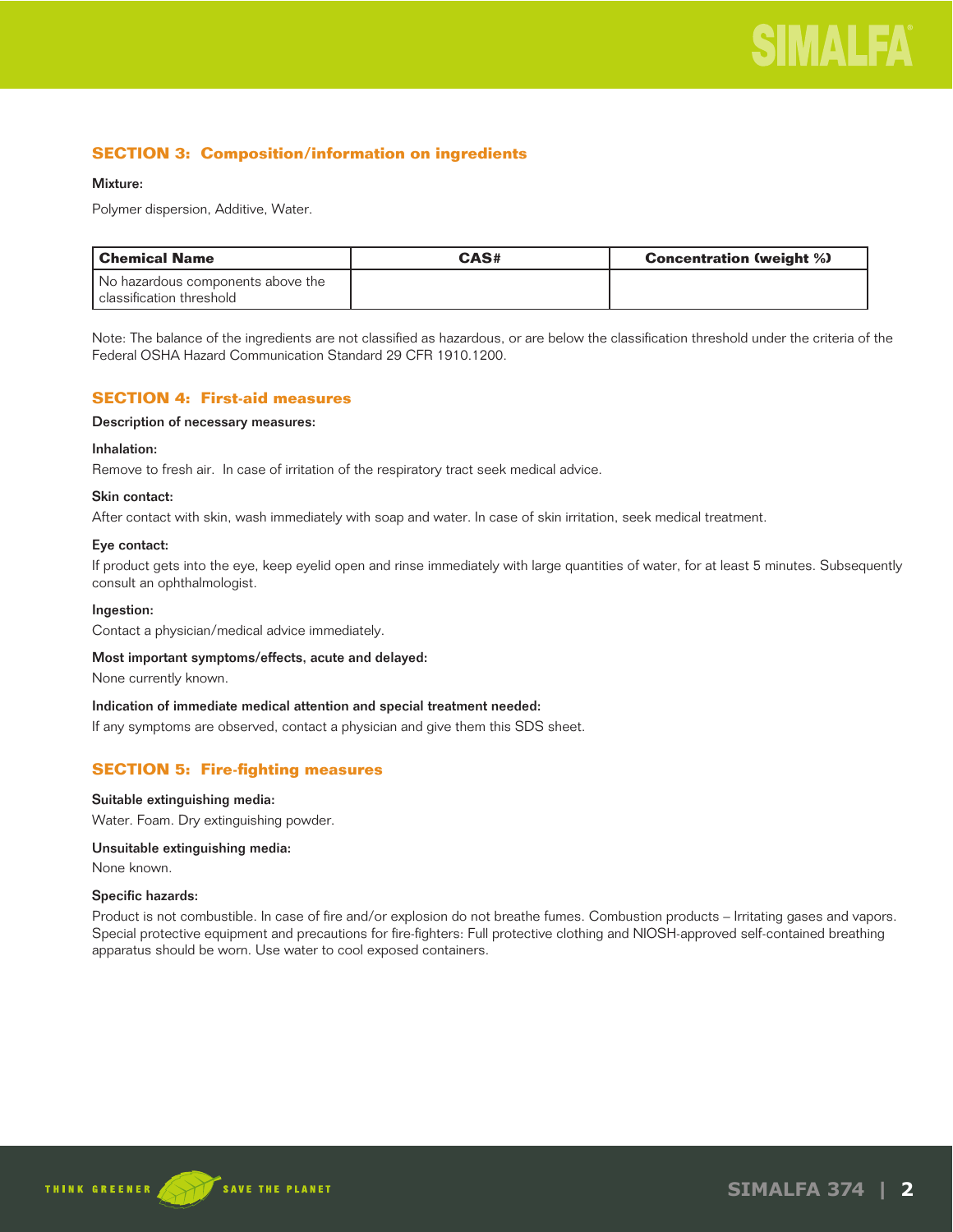## SECTION 3: Composition/information on ingredients

**Mixture:**

Polymer dispersion, Additive, Water.

| Chemical Name | CAS# | Concentration (weight %) |
|---|---|---|
| No hazardous components above the classification threshold | | |

Note: The balance of the ingredients are not classified as hazardous, or are below the classification threshold under the criteria of the Federal OSHA Hazard Communication Standard 29 CFR 1910.1200.

## SECTION 4: First-aid measures

**Description of necessary measures:**

**Inhalation:**

Remove to fresh air. In case of irritation of the respiratory tract seek medical advice.

**Skin contact:**

After contact with skin, wash immediately with soap and water. In case of skin irritation, seek medical treatment.

**Eye contact:**

If product gets into the eye, keep eyelid open and rinse immediately with large quantities of water, for at least 5 minutes. Subsequently consult an ophthalmologist.

**Ingestion:**

Contact a physician/medical advice immediately.

**Most important symptoms/effects, acute and delayed:**

None currently known.

**Indication of immediate medical attention and special treatment needed:**

If any symptoms are observed, contact a physician and give them this SDS sheet.

## SECTION 5: Fire-fighting measures

**Suitable extinguishing media:**

Water. Foam. Dry extinguishing powder.

**Unsuitable extinguishing media:**

None known.

**Specific hazards:**

Product is not combustible. In case of fire and/or explosion do not breathe fumes. Combustion products – Irritating gases and vapors. Special protective equipment and precautions for fire-fighters: Full protective clothing and NIOSH-approved self-contained breathing apparatus should be worn. Use water to cool exposed containers.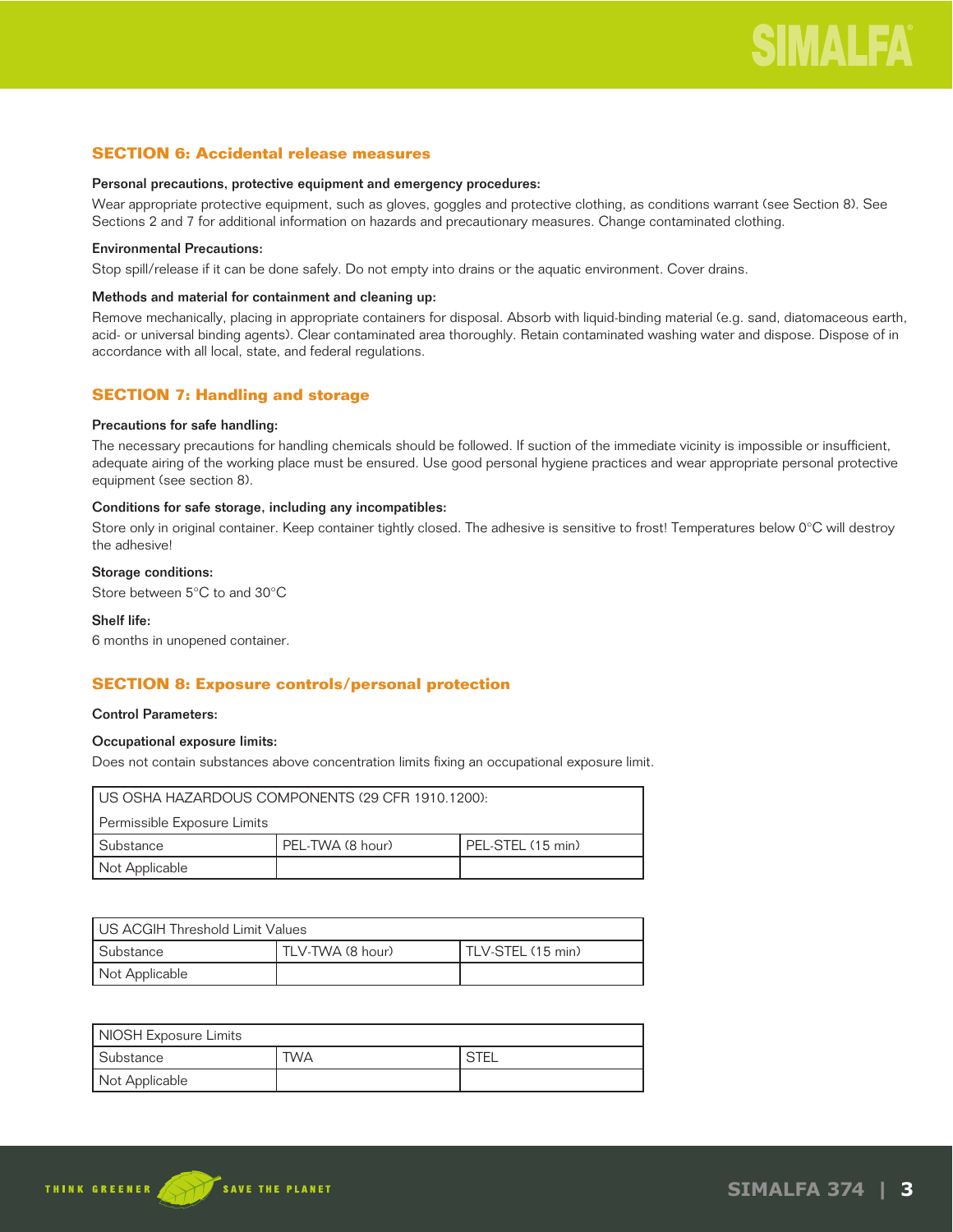## SECTION 6: Accidental release measures

**Personal precautions, protective equipment and emergency procedures:**

Wear appropriate protective equipment, such as gloves, goggles and protective clothing, as conditions warrant (see Section 8). See Sections 2 and 7 for additional information on hazards and precautionary measures. Change contaminated clothing.

**Environmental Precautions:**

Stop spill/release if it can be done safely. Do not empty into drains or the aquatic environment. Cover drains.

**Methods and material for containment and cleaning up:**

Remove mechanically, placing in appropriate containers for disposal. Absorb with liquid-binding material (e.g. sand, diatomaceous earth, acid- or universal binding agents). Clear contaminated area thoroughly. Retain contaminated washing water and dispose. Dispose of in accordance with all local, state, and federal regulations.

## SECTION 7: Handling and storage

**Precautions for safe handling:**

The necessary precautions for handling chemicals should be followed. If suction of the immediate vicinity is impossible or insufficient, adequate airing of the working place must be ensured. Use good personal hygiene practices and wear appropriate personal protective equipment (see section 8).

**Conditions for safe storage, including any incompatibles:**

Store only in original container. Keep container tightly closed. The adhesive is sensitive to frost! Temperatures below 0°C will destroy the adhesive!

**Storage conditions:**

Store between 5°C to and 30°C

**Shelf life:**

6 months in unopened container.

## SECTION 8: Exposure controls/personal protection

**Control Parameters:**

**Occupational exposure limits:**

Does not contain substances above concentration limits fixing an occupational exposure limit.

| US OSHA HAZARDOUS COMPONENTS (29 CFR 1910.1200): Permissible Exposure Limits | | |
|---|---|---|
| Substance | PEL-TWA (8 hour) | PEL-STEL (15 min) |
| Not Applicable | | |

| US ACGIH Threshold Limit Values | | |
|---|---|---|
| Substance | TLV-TWA (8 hour) | TLV-STEL (15 min) |
| Not Applicable | | |

| NIOSH Exposure Limits | | |
|---|---|---|
| Substance | TWA | STEL |
| Not Applicable | | |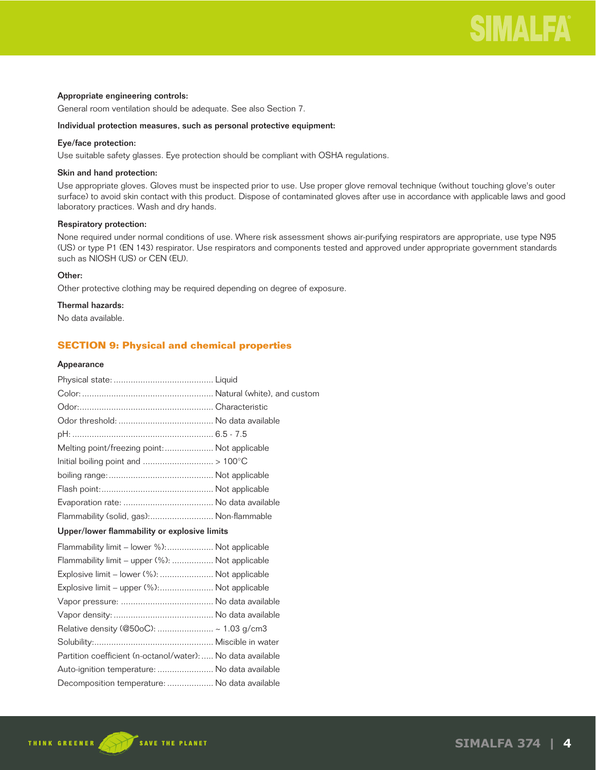**Appropriate engineering controls:**

General room ventilation should be adequate. See also Section 7.

**Individual protection measures, such as personal protective equipment:**

**Eye/face protection:**

Use suitable safety glasses. Eye protection should be compliant with OSHA regulations.

**Skin and hand protection:**

Use appropriate gloves. Gloves must be inspected prior to use. Use proper glove removal technique (without touching glove's outer surface) to avoid skin contact with this product. Dispose of contaminated gloves after use in accordance with applicable laws and good laboratory practices. Wash and dry hands.

**Respiratory protection:**

None required under normal conditions of use. Where risk assessment shows air-purifying respirators are appropriate, use type N95 (US) or type P1 (EN 143) respirator. Use respirators and components tested and approved under appropriate government standards such as NIOSH (US) or CEN (EU).

**Other:**

Other protective clothing may be required depending on degree of exposure.

**Thermal hazards:**

No data available.

## SECTION 9: Physical and chemical properties

**Appearance**

Physical state: ........................................ Liquid
Color: ........................................ Natural (white), and custom
Odor: ........................................ Characteristic
Odor threshold: ........................................ No data available
pH: ........................................ 6.5 - 7.5
Melting point/freezing point: ........................................ Not applicable
Initial boiling point and ........................................ > 100°C
boiling range: ........................................ Not applicable
Flash point: ........................................ Not applicable
Evaporation rate: ........................................ No data available
Flammability (solid, gas): ........................................ Non-flammable

**Upper/lower flammability or explosive limits**

Flammability limit – lower %): ........................................ Not applicable
Flammability limit – upper (%): ........................................ Not applicable
Explosive limit – lower (%): ........................................ Not applicable
Explosive limit – upper (%): ........................................ Not applicable
Vapor pressure: ........................................ No data available
Vapor density: ........................................ No data available
Relative density (@50oC): ........................................ ~ 1.03 g/cm3
Solubility: ........................................ Miscible in water
Partition coefficient (n-octanol/water): ........................................ No data available
Auto-ignition temperature: ........................................ No data available
Decomposition temperature: ........................................ No data available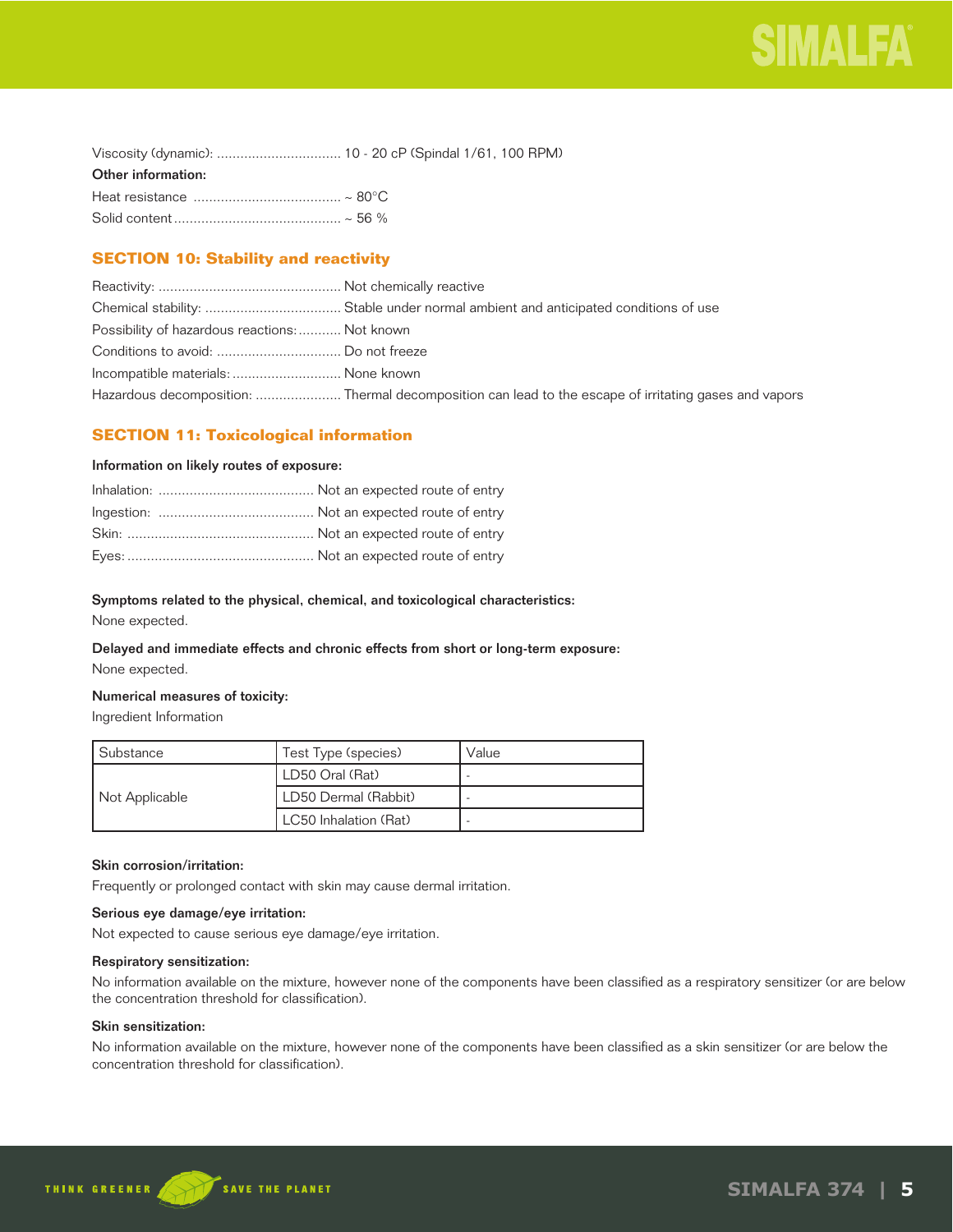Viscosity (dynamic): ................................ 10 - 20 cP (Spindal 1/61, 100 RPM)

**Other information:**

Heat resistance ...................................... ~ 80°C

Solid content........................................... ~ 56 %

## SECTION 10: Stability and reactivity

Reactivity: ............................................... Not chemically reactive

Chemical stability: ................................... Stable under normal ambient and anticipated conditions of use

Possibility of hazardous reactions:........... Not known

Conditions to avoid: ................................ Do not freeze

Incompatible materials:............................ None known

Hazardous decomposition: ...................... Thermal decomposition can lead to the escape of irritating gases and vapors

## SECTION 11: Toxicological information

**Information on likely routes of exposure:**

Inhalation: ........................................ Not an expected route of entry

Ingestion: ........................................ Not an expected route of entry

Skin: ................................................ Not an expected route of entry

Eyes: ................................................ Not an expected route of entry

**Symptoms related to the physical, chemical, and toxicological characteristics:**

None expected.

**Delayed and immediate effects and chronic effects from short or long-term exposure:**

None expected.

**Numerical measures of toxicity:**

Ingredient Information

| Substance | Test Type (species) | Value |
|---|---|---|
| Not Applicable | LD50 Oral (Rat) | - |
| | LD50 Dermal (Rabbit) | - |
| | LC50 Inhalation (Rat) | - |

**Skin corrosion/irritation:**

Frequently or prolonged contact with skin may cause dermal irritation.

**Serious eye damage/eye irritation:**

Not expected to cause serious eye damage/eye irritation.

**Respiratory sensitization:**

No information available on the mixture, however none of the components have been classified as a respiratory sensitizer (or are below the concentration threshold for classification).

**Skin sensitization:**

No information available on the mixture, however none of the components have been classified as a skin sensitizer (or are below the concentration threshold for classification).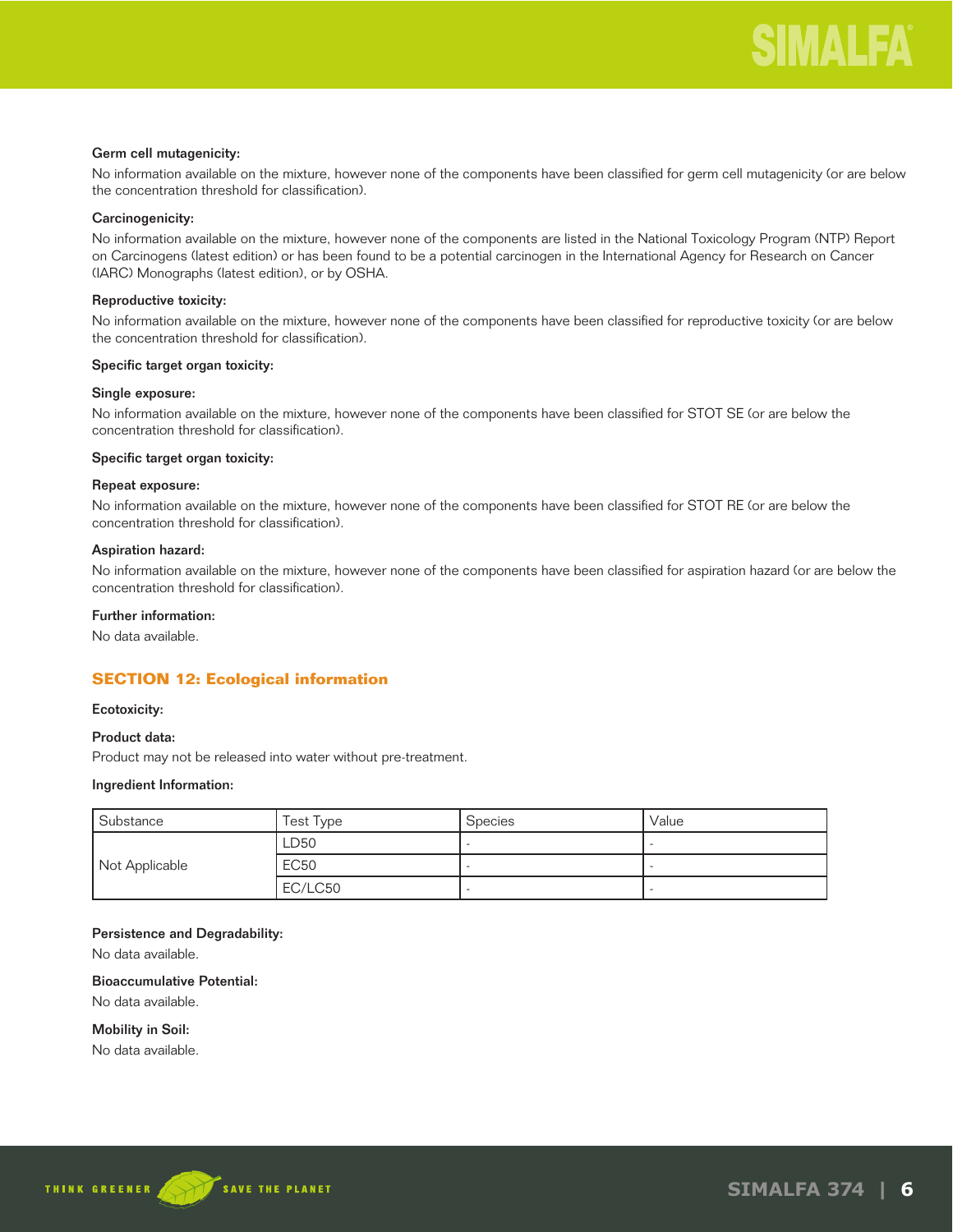**Germ cell mutagenicity:**

No information available on the mixture, however none of the components have been classified for germ cell mutagenicity (or are below the concentration threshold for classification).

**Carcinogenicity:**

No information available on the mixture, however none of the components are listed in the National Toxicology Program (NTP) Report on Carcinogens (latest edition) or has been found to be a potential carcinogen in the International Agency for Research on Cancer (IARC) Monographs (latest edition), or by OSHA.

**Reproductive toxicity:**

No information available on the mixture, however none of the components have been classified for reproductive toxicity (or are below the concentration threshold for classification).

**Specific target organ toxicity:**

**Single exposure:**

No information available on the mixture, however none of the components have been classified for STOT SE (or are below the concentration threshold for classification).

**Specific target organ toxicity:**

**Repeat exposure:**

No information available on the mixture, however none of the components have been classified for STOT RE (or are below the concentration threshold for classification).

**Aspiration hazard:**

No information available on the mixture, however none of the components have been classified for aspiration hazard (or are below the concentration threshold for classification).

**Further information:**

No data available.

## SECTION 12: Ecological information

**Ecotoxicity:**

**Product data:**

Product may not be released into water without pre-treatment.

**Ingredient Information:**

| Substance | Test Type | Species | Value |
|---|---|---|---|
| Not Applicable | LD50 | - | - |
| | EC50 | - | - |
| | EC/LC50 | - | - |

**Persistence and Degradability:**

No data available.

**Bioaccumulative Potential:**

No data available.

**Mobility in Soil:**

No data available.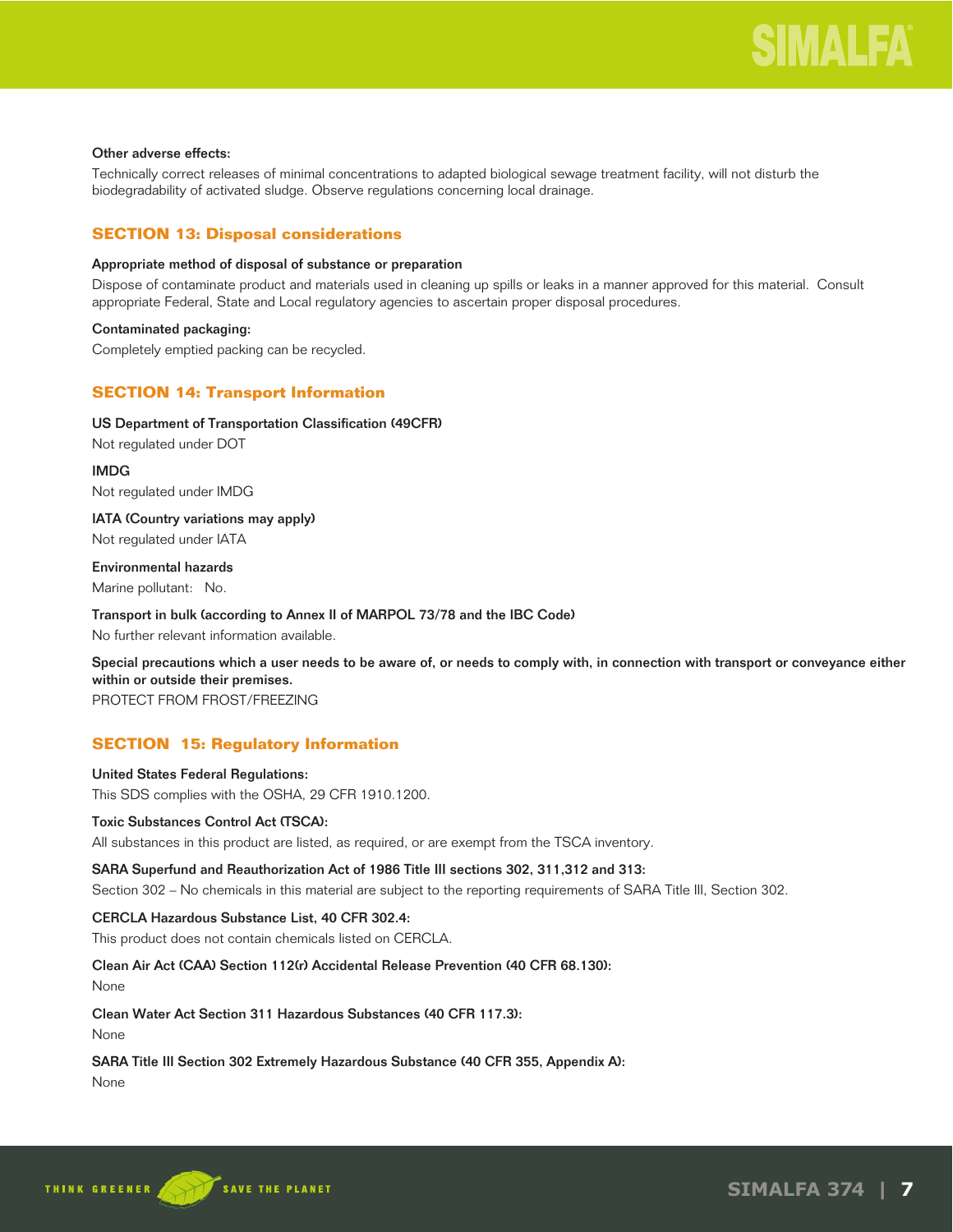**Other adverse effects:**

Technically correct releases of minimal concentrations to adapted biological sewage treatment facility, will not disturb the biodegradability of activated sludge. Observe regulations concerning local drainage.

## SECTION 13: Disposal considerations

**Appropriate method of disposal of substance or preparation**

Dispose of contaminate product and materials used in cleaning up spills or leaks in a manner approved for this material. Consult appropriate Federal, State and Local regulatory agencies to ascertain proper disposal procedures.

**Contaminated packaging:**

Completely emptied packing can be recycled.

## SECTION 14: Transport Information

**US Department of Transportation Classification (49CFR)**

Not regulated under DOT

**IMDG**

Not regulated under IMDG

**IATA (Country variations may apply)**

Not regulated under IATA

**Environmental hazards**

Marine pollutant: No.

**Transport in bulk (according to Annex II of MARPOL 73/78 and the IBC Code)**

No further relevant information available.

**Special precautions which a user needs to be aware of, or needs to comply with, in connection with transport or conveyance either within or outside their premises.**

PROTECT FROM FROST/FREEZING

## SECTION 15: Regulatory Information

**United States Federal Regulations:**

This SDS complies with the OSHA, 29 CFR 1910.1200.

**Toxic Substances Control Act (TSCA):**

All substances in this product are listed, as required, or are exempt from the TSCA inventory.

**SARA Superfund and Reauthorization Act of 1986 Title III sections 302, 311,312 and 313:**

Section 302 – No chemicals in this material are subject to the reporting requirements of SARA Title III, Section 302.

**CERCLA Hazardous Substance List, 40 CFR 302.4:**

This product does not contain chemicals listed on CERCLA.

**Clean Air Act (CAA) Section 112(r) Accidental Release Prevention (40 CFR 68.130):**

None

**Clean Water Act Section 311 Hazardous Substances (40 CFR 117.3):**

None

**SARA Title III Section 302 Extremely Hazardous Substance (40 CFR 355, Appendix A):**

None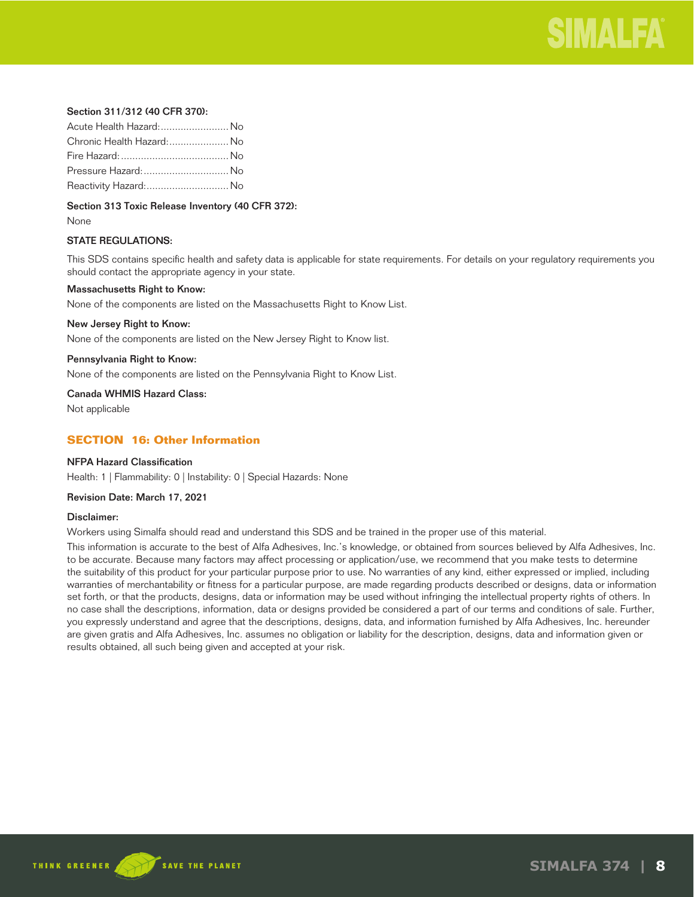**Section 311/312 (40 CFR 370):**

Acute Health Hazard:........................ No
Chronic Health Hazard:..................... No
Fire Hazard:...................................... No
Pressure Hazard:.............................. No
Reactivity Hazard:............................. No

**Section 313 Toxic Release Inventory (40 CFR 372):**

None

**STATE REGULATIONS:**

This SDS contains specific health and safety data is applicable for state requirements. For details on your regulatory requirements you should contact the appropriate agency in your state.

**Massachusetts Right to Know:**

None of the components are listed on the Massachusetts Right to Know List.

**New Jersey Right to Know:**

None of the components are listed on the New Jersey Right to Know list.

**Pennsylvania Right to Know:**

None of the components are listed on the Pennsylvania Right to Know List.

**Canada WHMIS Hazard Class:**

Not applicable

## SECTION 16: Other Information

**NFPA Hazard Classification**

Health: 1 | Flammability: 0 | Instability: 0 | Special Hazards: None

**Revision Date: March 17, 2021**

**Disclaimer:**

Workers using Simalfa should read and understand this SDS and be trained in the proper use of this material.

This information is accurate to the best of Alfa Adhesives, Inc.'s knowledge, or obtained from sources believed by Alfa Adhesives, Inc. to be accurate. Because many factors may affect processing or application/use, we recommend that you make tests to determine the suitability of this product for your particular purpose prior to use. No warranties of any kind, either expressed or implied, including warranties of merchantability or fitness for a particular purpose, are made regarding products described or designs, data or information set forth, or that the products, designs, data or information may be used without infringing the intellectual property rights of others. In no case shall the descriptions, information, data or designs provided be considered a part of our terms and conditions of sale. Further, you expressly understand and agree that the descriptions, designs, data, and information furnished by Alfa Adhesives, Inc. hereunder are given gratis and Alfa Adhesives, Inc. assumes no obligation or liability for the description, designs, data and information given or results obtained, all such being given and accepted at your risk.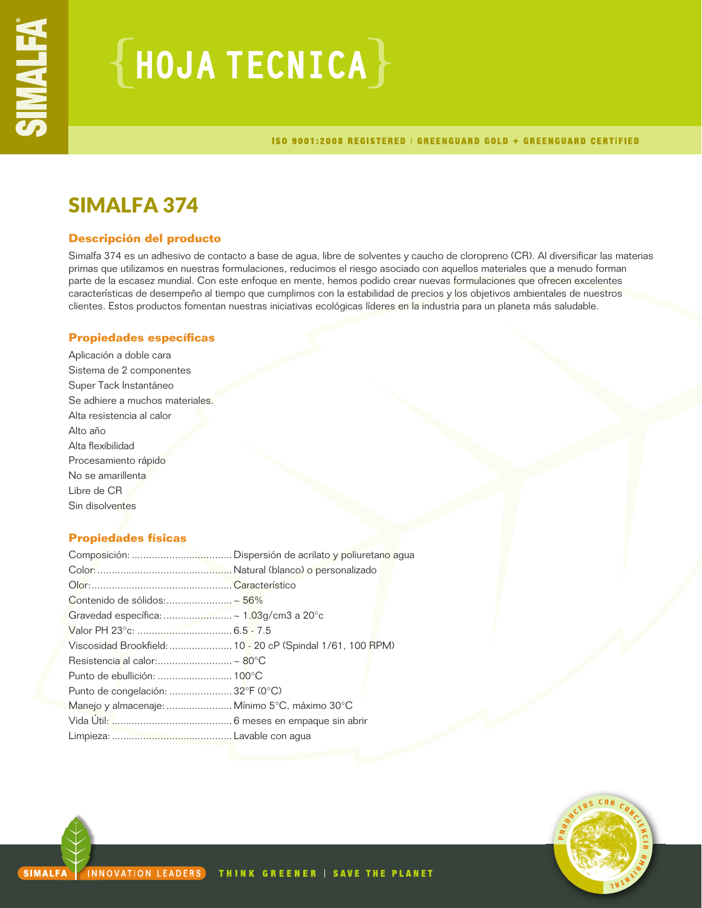# HOJA TECNICA

ISO 9001:2008 REGISTERED | GREENGUARD GOLD + GREENGUARD CERTIFIED

## SIMALFA 374

### Descripción del producto

Simalfa 374 es un adhesivo de contacto a base de agua, libre de solventes y caucho de cloropreno (CR). Al diversificar las materias primas que utilizamos en nuestras formulaciones, reducimos el riesgo asociado con aquellos materiales que a menudo forman parte de la escasez mundial. Con este enfoque en mente, hemos podido crear nuevas formulaciones que ofrecen excelentes características de desempeño al tiempo que cumplimos con la estabilidad de precios y los objetivos ambientales de nuestros clientes. Estos productos fomentan nuestras iniciativas ecológicas líderes en la industria para un planeta más saludable.

### Propiedades específicas

Aplicación a doble cara
Sistema de 2 componentes
Super Tack Instantáneo
Se adhiere a muchos materiales.
Alta resistencia al calor
Alto año
Alta flexibilidad
Procesamiento rápido
No se amarillenta
Libre de CR
Sin disolventes

### Propiedades físicas

| | |
|---|---|
| Composición: | Dispersión de acrilato y poliuretano agua |
| Color: | Natural (blanco) o personalizado |
| Olor: | Característico |
| Contenido de sólidos: | ~ 56% |
| Gravedad específica: | ~ 1.03g/cm3 a 20°c |
| Valor PH 23°c: | 6.5 - 7.5 |
| Viscosidad Brookfield: | 10 - 20 cP (Spindal 1/61, 100 RPM) |
| Resistencia al calor: | ~ 80°C |
| Punto de ebullición: | 100°C |
| Punto de congelación: | 32°F (0°C) |
| Manejo y almacenaje: | Mínimo 5°C, máximo 30°C |
| Vida Útil: | 6 meses en empaque sin abrir |
| Limpieza: | Lavable con agua |

SIMALFA | INNOVATION LEADERS   THINK GREENER | SAVE THE PLANET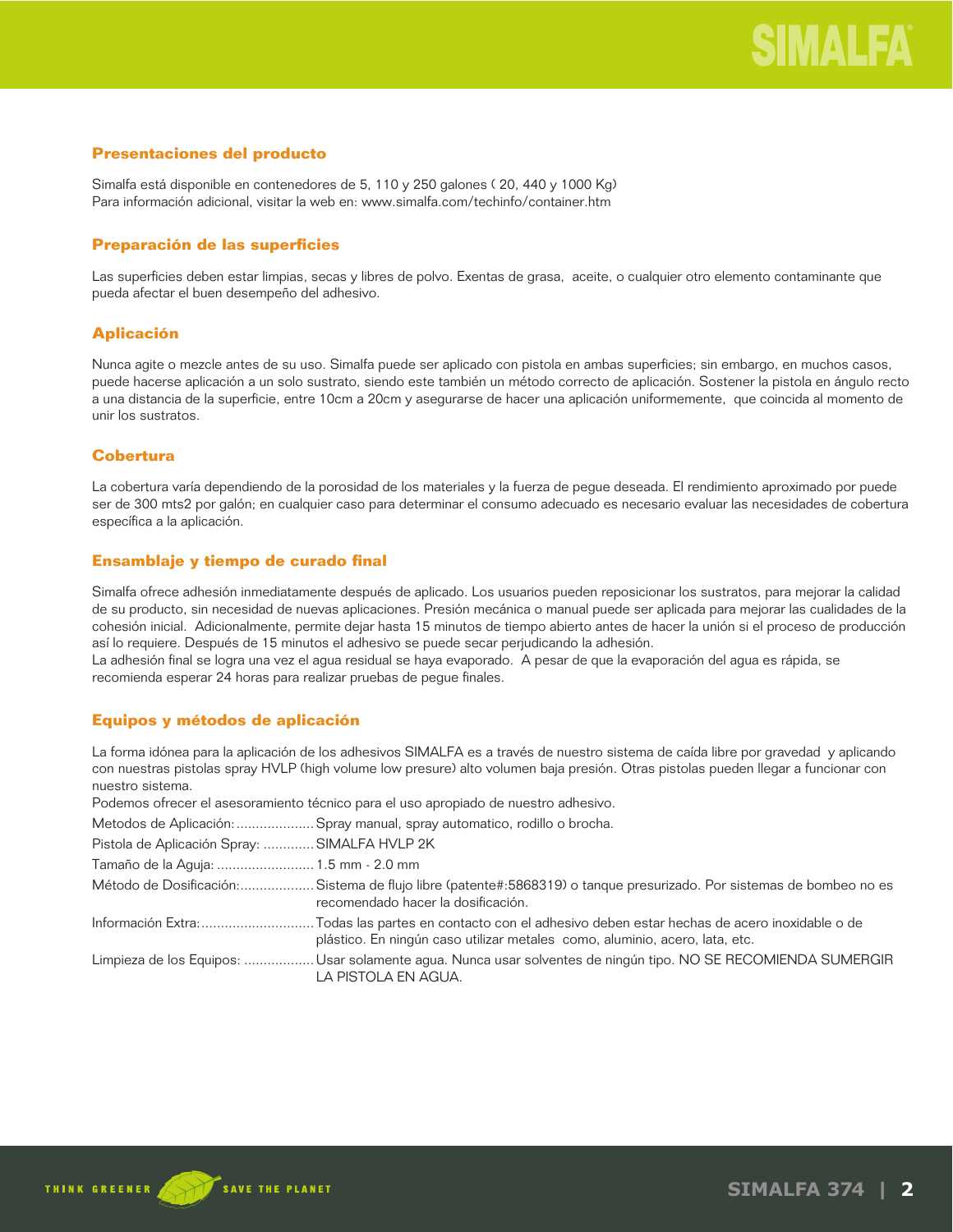## Presentaciones del producto

Simalfa está disponible en contenedores de 5, 110 y 250 galones ( 20, 440 y 1000 Kg)
Para información adicional, visitar la web en: www.simalfa.com/techinfo/container.htm

## Preparación de las superficies

Las superficies deben estar limpias, secas y libres de polvo. Exentas de grasa, aceite, o cualquier otro elemento contaminante que pueda afectar el buen desempeño del adhesivo.

## Aplicación

Nunca agite o mezcle antes de su uso. Simalfa puede ser aplicado con pistola en ambas superficies; sin embargo, en muchos casos, puede hacerse aplicación a un solo sustrato, siendo este también un método correcto de aplicación. Sostener la pistola en ángulo recto a una distancia de la superficie, entre 10cm a 20cm y asegurarse de hacer una aplicación uniformemente, que coincida al momento de unir los sustratos.

## Cobertura

La cobertura varía dependiendo de la porosidad de los materiales y la fuerza de pegue deseada. El rendimiento aproximado por puede ser de 300 mts2 por galón; en cualquier caso para determinar el consumo adecuado es necesario evaluar las necesidades de cobertura específica a la aplicación.

## Ensamblaje y tiempo de curado final

Simalfa ofrece adhesión inmediatamente después de aplicado. Los usuarios pueden reposicionar los sustratos, para mejorar la calidad de su producto, sin necesidad de nuevas aplicaciones. Presión mecánica o manual puede ser aplicada para mejorar las cualidades de la cohesión inicial. Adicionalmente, permite dejar hasta 15 minutos de tiempo abierto antes de hacer la unión si el proceso de producción así lo requiere. Después de 15 minutos el adhesivo se puede secar perjudicando la adhesión.
La adhesión final se logra una vez el agua residual se haya evaporado. A pesar de que la evaporación del agua es rápida, se recomienda esperar 24 horas para realizar pruebas de pegue finales.

## Equipos y métodos de aplicación

La forma idónea para la aplicación de los adhesivos SIMALFA es a través de nuestro sistema de caída libre por gravedad y aplicando con nuestras pistolas spray HVLP (high volume low presure) alto volumen baja presión. Otras pistolas pueden llegar a funcionar con nuestro sistema.
Podemos ofrecer el asesoramiento técnico para el uso apropiado de nuestro adhesivo.

Metodos de Aplicación:.................... Spray manual, spray automatico, rodillo o brocha.

Pistola de Aplicación Spray: ............. SIMALFA HVLP 2K

Tamaño de la Aguja: ......................... 1.5 mm - 2.0 mm

Método de Dosificación:................... Sistema de flujo libre (patente#:5868319) o tanque presurizado. Por sistemas de bombeo no es recomendado hacer la dosificación.

Información Extra:............................ Todas las partes en contacto con el adhesivo deben estar hechas de acero inoxidable o de plástico. En ningún caso utilizar metales como, aluminio, acero, lata, etc.

Limpieza de los Equipos: .................. Usar solamente agua. Nunca usar solventes de ningún tipo. NO SE RECOMIENDA SUMERGIR LA PISTOLA EN AGUA.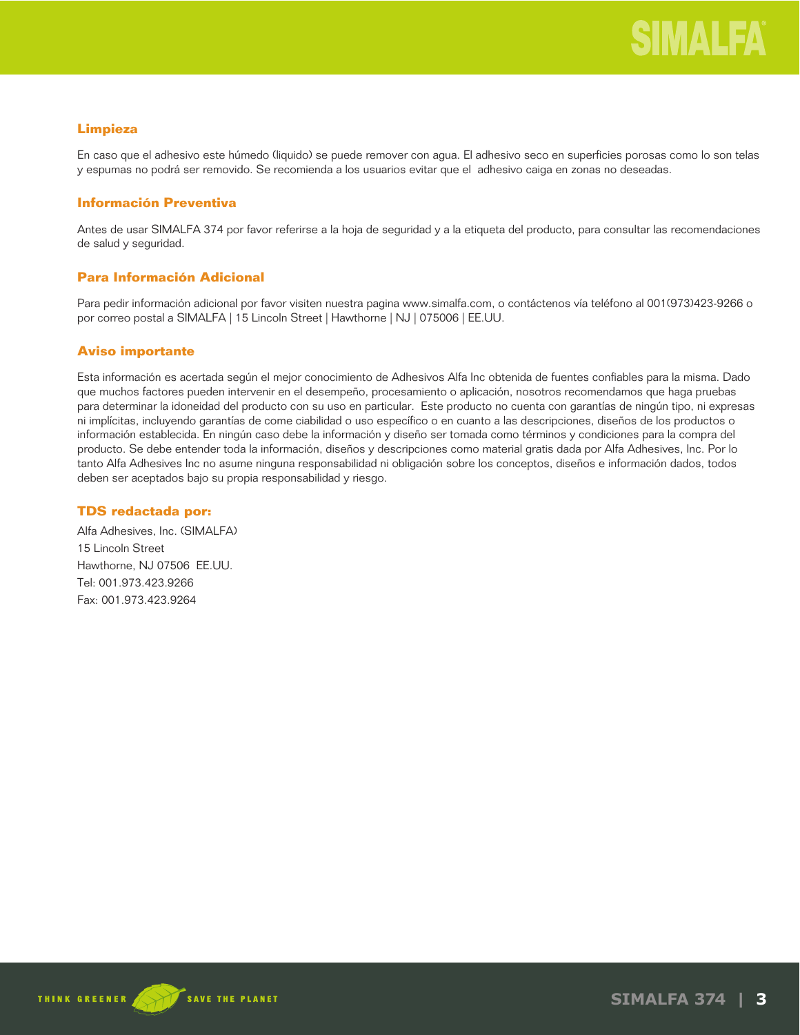## Limpieza

En caso que el adhesivo este húmedo (liquido) se puede remover con agua. El adhesivo seco en superficies porosas como lo son telas y espumas no podrá ser removido. Se recomienda a los usuarios evitar que el adhesivo caiga en zonas no deseadas.

## Información Preventiva

Antes de usar SIMALFA 374 por favor referirse a la hoja de seguridad y a la etiqueta del producto, para consultar las recomendaciones de salud y seguridad.

## Para Información Adicional

Para pedir información adicional por favor visiten nuestra pagina www.simalfa.com, o contáctenos vía teléfono al 001(973)423-9266 o por correo postal a SIMALFA | 15 Lincoln Street | Hawthorne | NJ | 075006 | EE.UU.

## Aviso importante

Esta información es acertada según el mejor conocimiento de Adhesivos Alfa Inc obtenida de fuentes confiables para la misma. Dado que muchos factores pueden intervenir en el desempeño, procesamiento o aplicación, nosotros recomendamos que haga pruebas para determinar la idoneidad del producto con su uso en particular. Este producto no cuenta con garantías de ningún tipo, ni expresas ni implícitas, incluyendo garantías de come ciabilidad o uso específico o en cuanto a las descripciones, diseños de los productos o información establecida. En ningún caso debe la información y diseño ser tomada como términos y condiciones para la compra del producto. Se debe entender toda la información, diseños y descripciones como material gratis dada por Alfa Adhesives, Inc. Por lo tanto Alfa Adhesives Inc no asume ninguna responsabilidad ni obligación sobre los conceptos, diseños e información dados, todos deben ser aceptados bajo su propia responsabilidad y riesgo.

## TDS redactada por:

Alfa Adhesives, Inc. (SIMALFA)
15 Lincoln Street
Hawthorne, NJ 07506 EE.UU.
Tel: 001.973.423.9266
Fax: 001.973.423.9264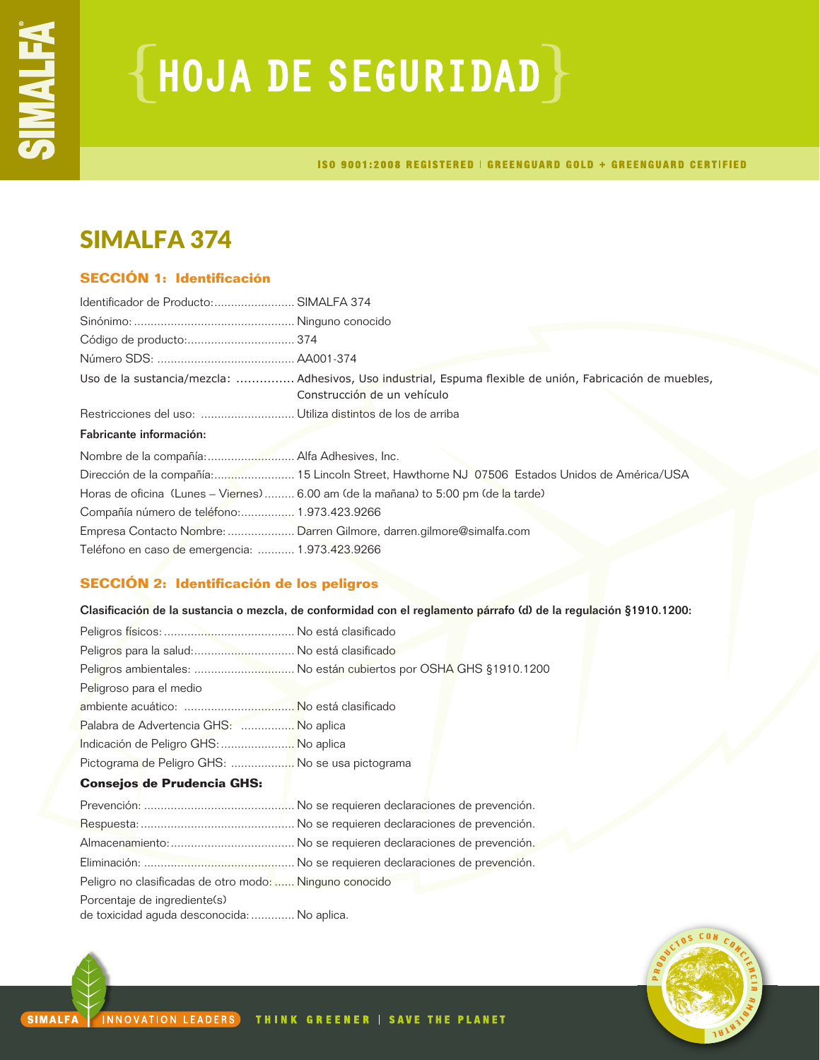# HOJA DE SEGURIDAD

ISO 9001:2008 REGISTERED | GREENGUARD GOLD + GREENGUARD CERTIFIED

## SIMALFA 374

### SECCIÓN 1: Identificación

Identificador de Producto: SIMALFA 374
Sinónimo: Ninguno conocido
Código de producto: 374
Número SDS: AA001-374
Uso de la sustancia/mezcla: Adhesivos, Uso industrial, Espuma flexible de unión, Fabricación de muebles, Construcción de un vehículo
Restricciones del uso: Utiliza distintos de los de arriba

**Fabricante información:**

Nombre de la compañía: Alfa Adhesives, Inc.
Dirección de la compañía: 15 Lincoln Street, Hawthorne NJ 07506 Estados Unidos de América/USA
Horas de oficina (Lunes – Viernes): 6.00 am (de la mañana) to 5:00 pm (de la tarde)
Compañía número de teléfono: 1.973.423.9266
Empresa Contacto Nombre: Darren Gilmore, darren.gilmore@simalfa.com
Teléfono en caso de emergencia: 1.973.423.9266

### SECCIÓN 2: Identificación de los peligros

**Clasificación de la sustancia o mezcla, de conformidad con el reglamento párrafo (d) de la regulación §1910.1200:**

Peligros físicos: No está clasificado
Peligros para la salud: No está clasificado
Peligros ambientales: No están cubiertos por OSHA GHS §1910.1200
Peligroso para el medio ambiente acuático: No está clasificado
Palabra de Advertencia GHS: No aplica
Indicación de Peligro GHS: No aplica
Pictograma de Peligro GHS: No se usa pictograma

**Consejos de Prudencia GHS:**

Prevención: No se requieren declaraciones de prevención.
Respuesta: No se requieren declaraciones de prevención.
Almacenamiento: No se requieren declaraciones de prevención.
Eliminación: No se requieren declaraciones de prevención.
Peligro no clasificadas de otro modo: Ninguno conocido
Porcentaje de ingrediente(s) de toxicidad aguda desconocida: No aplica.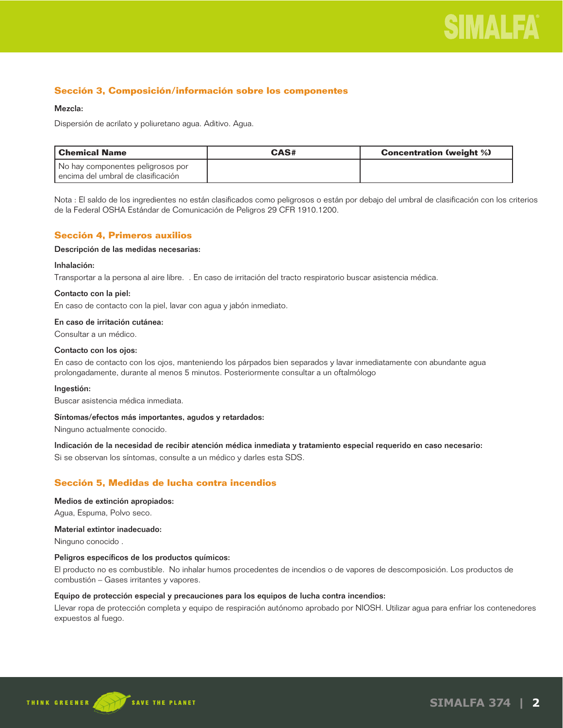## Sección 3, Composición/información sobre los componentes

**Mezcla:**

Dispersión de acrilato y poliuretano agua. Aditivo. Agua.

| Chemical Name | CAS# | Concentration (weight %) |
|---|---|---|
| No hay componentes peligrosos por encima del umbral de clasificación | | |

Nota : El saldo de los ingredientes no están clasificados como peligrosos o están por debajo del umbral de clasificación con los criterios de la Federal OSHA Estándar de Comunicación de Peligros 29 CFR 1910.1200.

## Sección 4, Primeros auxilios

**Descripción de las medidas necesarias:**

**Inhalación:**

Transportar a la persona al aire libre. . En caso de irritación del tracto respiratorio buscar asistencia médica.

**Contacto con la piel:**

En caso de contacto con la piel, lavar con agua y jabón inmediato.

**En caso de irritación cutánea:**

Consultar a un médico.

**Contacto con los ojos:**

En caso de contacto con los ojos, manteniendo los párpados bien separados y lavar inmediatamente con abundante agua prolongadamente, durante al menos 5 minutos. Posteriormente consultar a un oftalmólogo

**Ingestión:**

Buscar asistencia médica inmediata.

**Síntomas/efectos más importantes, agudos y retardados:**

Ninguno actualmente conocido.

**Indicación de la necesidad de recibir atención médica inmediata y tratamiento especial requerido en caso necesario:**

Si se observan los síntomas, consulte a un médico y darles esta SDS.

## Sección 5, Medidas de lucha contra incendios

**Medios de extinción apropiados:**

Agua, Espuma, Polvo seco.

**Material extintor inadecuado:**

Ninguno conocido .

**Peligros específicos de los productos químicos:**

El producto no es combustible. No inhalar humos procedentes de incendios o de vapores de descomposición. Los productos de combustión – Gases irritantes y vapores.

**Equipo de protección especial y precauciones para los equipos de lucha contra incendios:**

Llevar ropa de protección completa y equipo de respiración autónomo aprobado por NIOSH. Utilizar agua para enfriar los contenedores expuestos al fuego.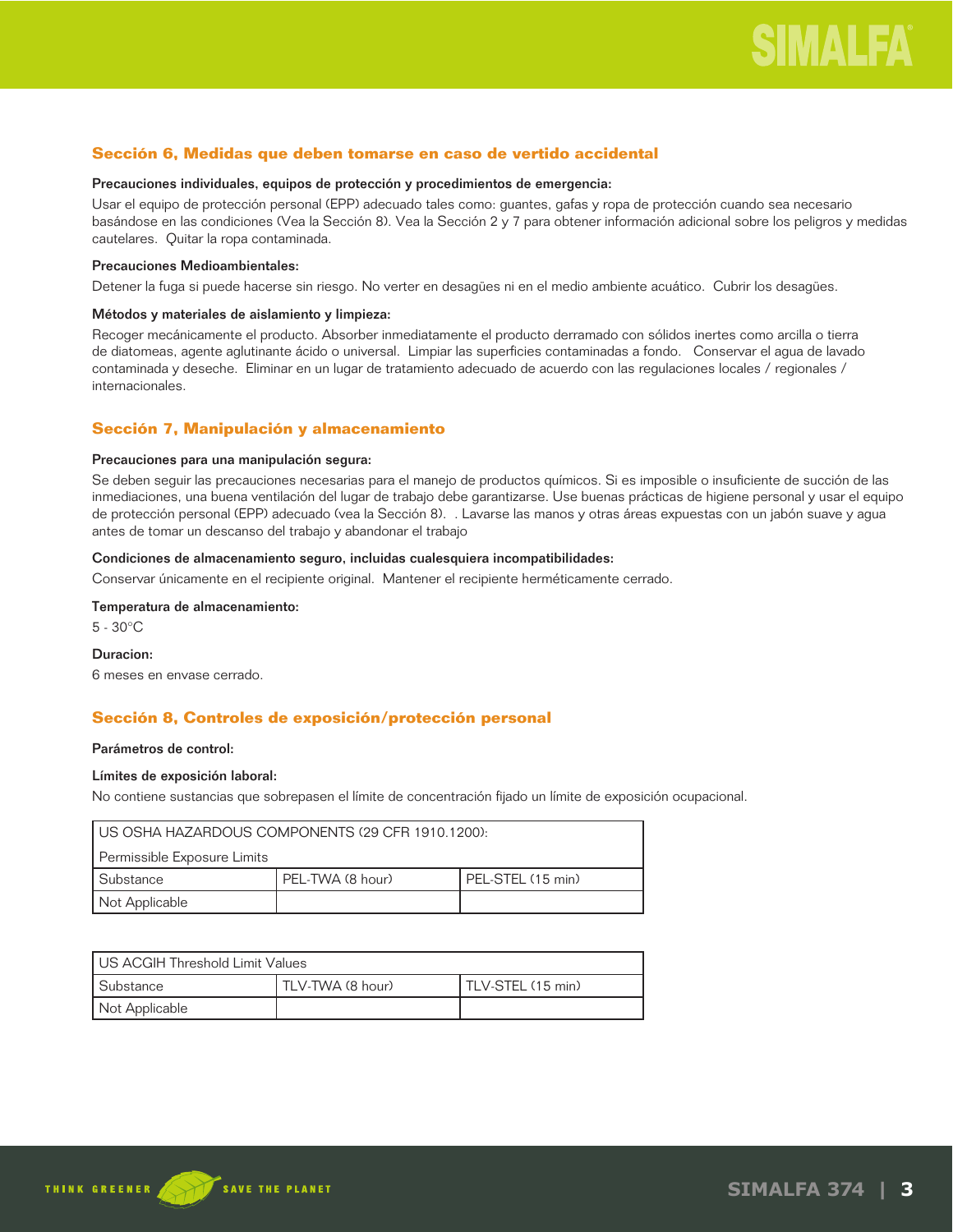## Sección 6, Medidas que deben tomarse en caso de vertido accidental

**Precauciones individuales, equipos de protección y procedimientos de emergencia:**

Usar el equipo de protección personal (EPP) adecuado tales como: guantes, gafas y ropa de protección cuando sea necesario basándose en las condiciones (Vea la Sección 8). Vea la Sección 2 y 7 para obtener información adicional sobre los peligros y medidas cautelares. Quitar la ropa contaminada.

**Precauciones Medioambientales:**

Detener la fuga si puede hacerse sin riesgo. No verter en desagües ni en el medio ambiente acuático. Cubrir los desagües.

**Métodos y materiales de aislamiento y limpieza:**

Recoger mecánicamente el producto. Absorber inmediatamente el producto derramado con sólidos inertes como arcilla o tierra de diatomeas, agente aglutinante ácido o universal. Limpiar las superficies contaminadas a fondo. Conservar el agua de lavado contaminada y deseche. Eliminar en un lugar de tratamiento adecuado de acuerdo con las regulaciones locales / regionales / internacionales.

## Sección 7, Manipulación y almacenamiento

**Precauciones para una manipulación segura:**

Se deben seguir las precauciones necesarias para el manejo de productos químicos. Si es imposible o insuficiente de succión de las inmediaciones, una buena ventilación del lugar de trabajo debe garantizarse. Use buenas prácticas de higiene personal y usar el equipo de protección personal (EPP) adecuado (vea la Sección 8). . Lavarse las manos y otras áreas expuestas con un jabón suave y agua antes de tomar un descanso del trabajo y abandonar el trabajo

**Condiciones de almacenamiento seguro, incluidas cualesquiera incompatibilidades:**

Conservar únicamente en el recipiente original. Mantener el recipiente herméticamente cerrado.

**Temperatura de almacenamiento:**

5 - 30°C

**Duracion:**

6 meses en envase cerrado.

## Sección 8, Controles de exposición/protección personal

**Parámetros de control:**

**Límites de exposición laboral:**

No contiene sustancias que sobrepasen el límite de concentración fijado un límite de exposición ocupacional.

| US OSHA HAZARDOUS COMPONENTS (29 CFR 1910.1200): Permissible Exposure Limits | | |
|---|---|---|
| Substance | PEL-TWA (8 hour) | PEL-STEL (15 min) |
| Not Applicable | | |

| US ACGIH Threshold Limit Values | | |
|---|---|---|
| Substance | TLV-TWA (8 hour) | TLV-STEL (15 min) |
| Not Applicable | | |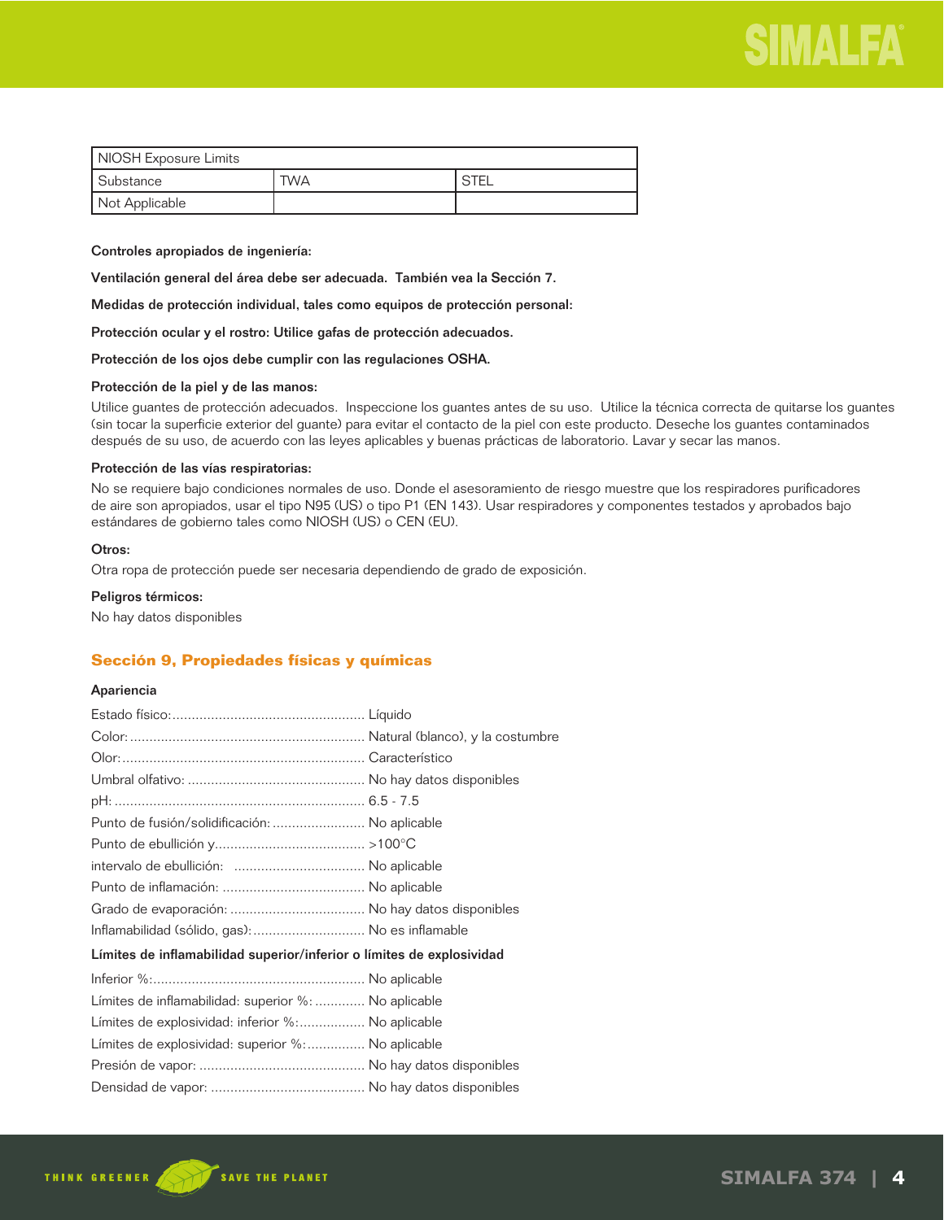| NIOSH Exposure Limits | | |
|---|---|---|
| Substance | TWA | STEL |
| Not Applicable | | |

**Controles apropiados de ingeniería:**

**Ventilación general del área debe ser adecuada. También vea la Sección 7.**

**Medidas de protección individual, tales como equipos de protección personal:**

**Protección ocular y el rostro: Utilice gafas de protección adecuados.**

**Protección de los ojos debe cumplir con las regulaciones OSHA.**

**Protección de la piel y de las manos:**

Utilice guantes de protección adecuados. Inspeccione los guantes antes de su uso. Utilice la técnica correcta de quitarse los guantes (sin tocar la superficie exterior del guante) para evitar el contacto de la piel con este producto. Deseche los guantes contaminados después de su uso, de acuerdo con las leyes aplicables y buenas prácticas de laboratorio. Lavar y secar las manos.

**Protección de las vías respiratorias:**

No se requiere bajo condiciones normales de uso. Donde el asesoramiento de riesgo muestre que los respiradores purificadores de aire son apropiados, usar el tipo N95 (US) o tipo P1 (EN 143). Usar respiradores y componentes testados y aprobados bajo estándares de gobierno tales como NIOSH (US) o CEN (EU).

**Otros:**

Otra ropa de protección puede ser necesaria dependiendo de grado de exposición.

**Peligros térmicos:**

No hay datos disponibles

## Sección 9, Propiedades físicas y químicas

**Apariencia**

Estado físico:.................................................. Líquido

Color:............................................................ Natural (blanco), y la costumbre

Olor:.............................................................. Característico

Umbral olfativo: .............................................. No hay datos disponibles

pH:................................................................ 6.5 - 7.5

Punto de fusión/solidificación:........................ No aplicable

Punto de ebullición y....................................... >100°C

intervalo de ebullición: ................................. No aplicable

Punto de inflamación: .................................... No aplicable

Grado de evaporación: ................................... No hay datos disponibles

Inflamabilidad (sólido, gas):............................ No es inflamable

**Límites de inflamabilidad superior/inferior o límites de explosividad**

Inferior %:...................................................... No aplicable

Límites de inflamabilidad: superior %: ............ No aplicable

Límites de explosividad: inferior %:................. No aplicable

Límites de explosividad: superior %:............... No aplicable

Presión de vapor: ........................................... No hay datos disponibles

Densidad de vapor: ........................................ No hay datos disponibles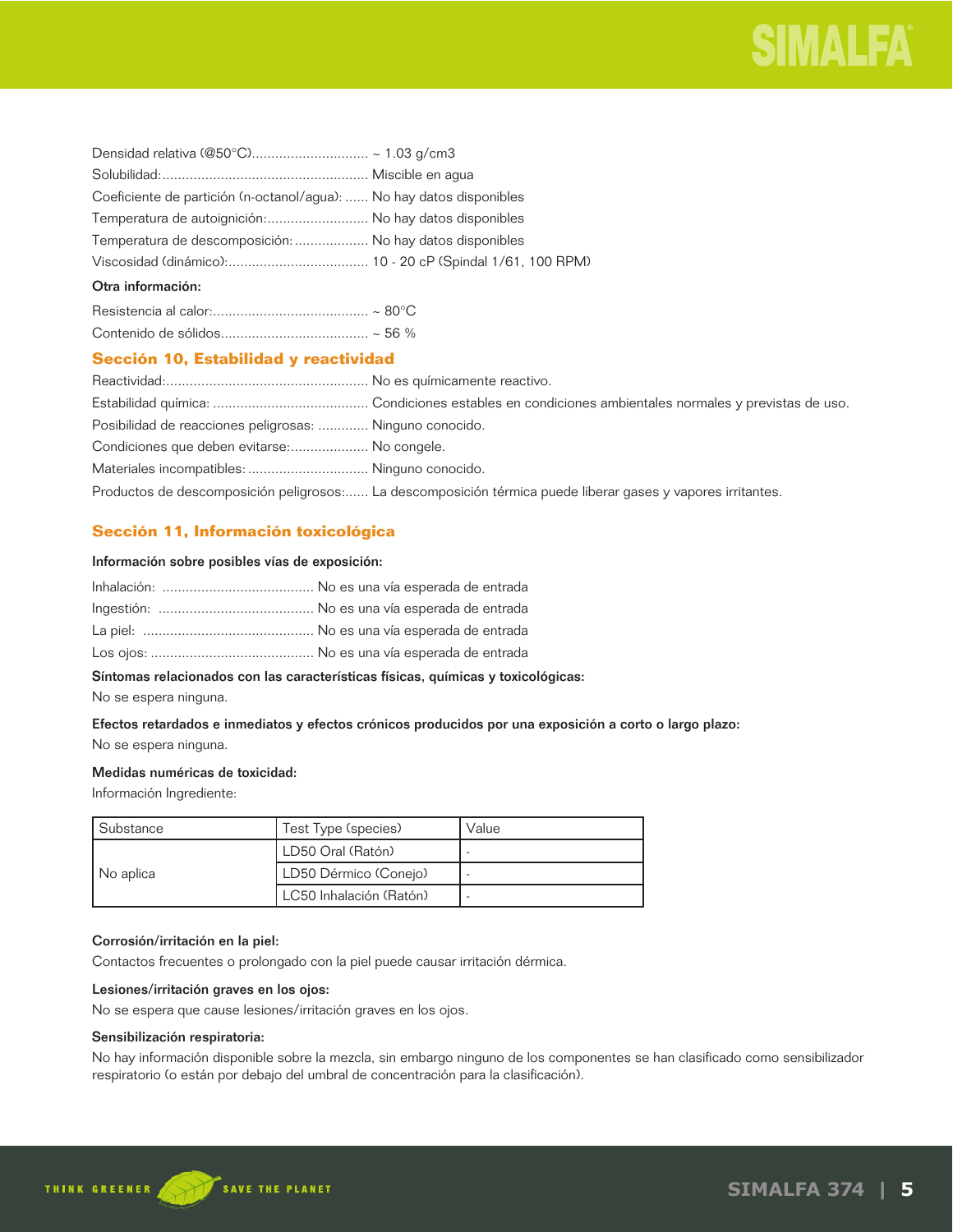Densidad relativa (@50°C)............................. ~ 1.03 g/cm3

Solubilidad:.................................................... Miscible en agua

Coeficiente de partición (n-octanol/agua): ...... No hay datos disponibles

Temperatura de autoignición:.......................... No hay datos disponibles

Temperatura de descomposición: ................... No hay datos disponibles

Viscosidad (dinámico):.................................... 10 - 20 cP (Spindal 1/61, 100 RPM)

**Otra información:**

Resistencia al calor:........................................ ~ 80°C

Contenido de sólidos...................................... ~ 56 %

## Sección 10, Estabilidad y reactividad

Reactividad:.................................................... No es químicamente reactivo.

Estabilidad química: ........................................ Condiciones estables en condiciones ambientales normales y previstas de uso.

Posibilidad de reacciones peligrosas: ............. Ninguno conocido.

Condiciones que deben evitarse:.................... No congele.

Materiales incompatibles: ............................... Ninguno conocido.

Productos de descomposición peligrosos:...... La descomposición térmica puede liberar gases y vapores irritantes.

## Sección 11, Información toxicológica

**Información sobre posibles vías de exposición:**

Inhalación: ....................................... No es una vía esperada de entrada

Ingestión: ........................................ No es una vía esperada de entrada

La piel: ............................................ No es una vía esperada de entrada

Los ojos: .......................................... No es una vía esperada de entrada

**Síntomas relacionados con las características físicas, químicas y toxicológicas:**

No se espera ninguna.

**Efectos retardados e inmediatos y efectos crónicos producidos por una exposición a corto o largo plazo:**

No se espera ninguna.

**Medidas numéricas de toxicidad:**

Información Ingrediente:

| Substance | Test Type (species) | Value |
|---|---|---|
| No aplica | LD50 Oral (Ratón) | - |
| | LD50 Dérmico (Conejo) | - |
| | LC50 Inhalación (Ratón) | - |

**Corrosión/irritación en la piel:**

Contactos frecuentes o prolongado con la piel puede causar irritación dérmica.

**Lesiones/irritación graves en los ojos:**

No se espera que cause lesiones/irritación graves en los ojos.

**Sensibilización respiratoria:**

No hay información disponible sobre la mezcla, sin embargo ninguno de los componentes se han clasificado como sensibilizador respiratorio (o están por debajo del umbral de concentración para la clasificación).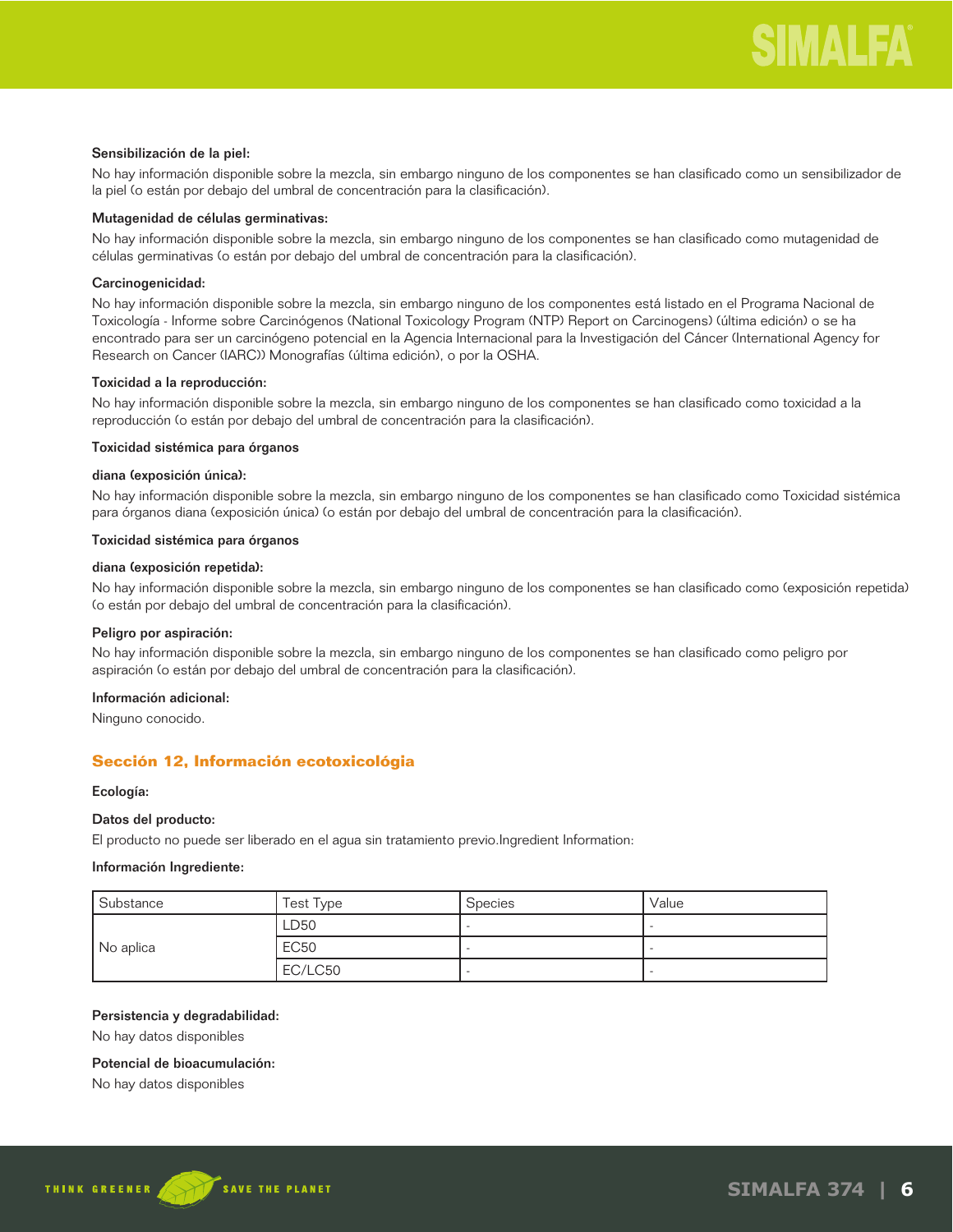**Sensibilización de la piel:**

No hay información disponible sobre la mezcla, sin embargo ninguno de los componentes se han clasificado como un sensibilizador de la piel (o están por debajo del umbral de concentración para la clasificación).

**Mutagenidad de células germinativas:**

No hay información disponible sobre la mezcla, sin embargo ninguno de los componentes se han clasificado como mutagenidad de células germinativas (o están por debajo del umbral de concentración para la clasificación).

**Carcinogenicidad:**

No hay información disponible sobre la mezcla, sin embargo ninguno de los componentes está listado en el Programa Nacional de Toxicología - Informe sobre Carcinógenos (National Toxicology Program (NTP) Report on Carcinogens) (última edición) o se ha encontrado para ser un carcinógeno potencial en la Agencia Internacional para la Investigación del Cáncer (International Agency for Research on Cancer (IARC)) Monografías (última edición), o por la OSHA.

**Toxicidad a la reproducción:**

No hay información disponible sobre la mezcla, sin embargo ninguno de los componentes se han clasificado como toxicidad a la reproducción (o están por debajo del umbral de concentración para la clasificación).

**Toxicidad sistémica para órganos**

**diana (exposición única):**

No hay información disponible sobre la mezcla, sin embargo ninguno de los componentes se han clasificado como Toxicidad sistémica para órganos diana (exposición única) (o están por debajo del umbral de concentración para la clasificación).

**Toxicidad sistémica para órganos**

**diana (exposición repetida):**

No hay información disponible sobre la mezcla, sin embargo ninguno de los componentes se han clasificado como (exposición repetida) (o están por debajo del umbral de concentración para la clasificación).

**Peligro por aspiración:**

No hay información disponible sobre la mezcla, sin embargo ninguno de los componentes se han clasificado como peligro por aspiración (o están por debajo del umbral de concentración para la clasificación).

**Información adicional:**

Ninguno conocido.

## Sección 12, Información ecotoxicológia

**Ecología:**

**Datos del producto:**

El producto no puede ser liberado en el agua sin tratamiento previo.Ingredient Information:

**Información Ingrediente:**

| Substance | Test Type | Species | Value |
|---|---|---|---|
| No aplica | LD50 | - | - |
| | EC50 | - | - |
| | EC/LC50 | - | - |

**Persistencia y degradabilidad:**

No hay datos disponibles

**Potencial de bioacumulación:**

No hay datos disponibles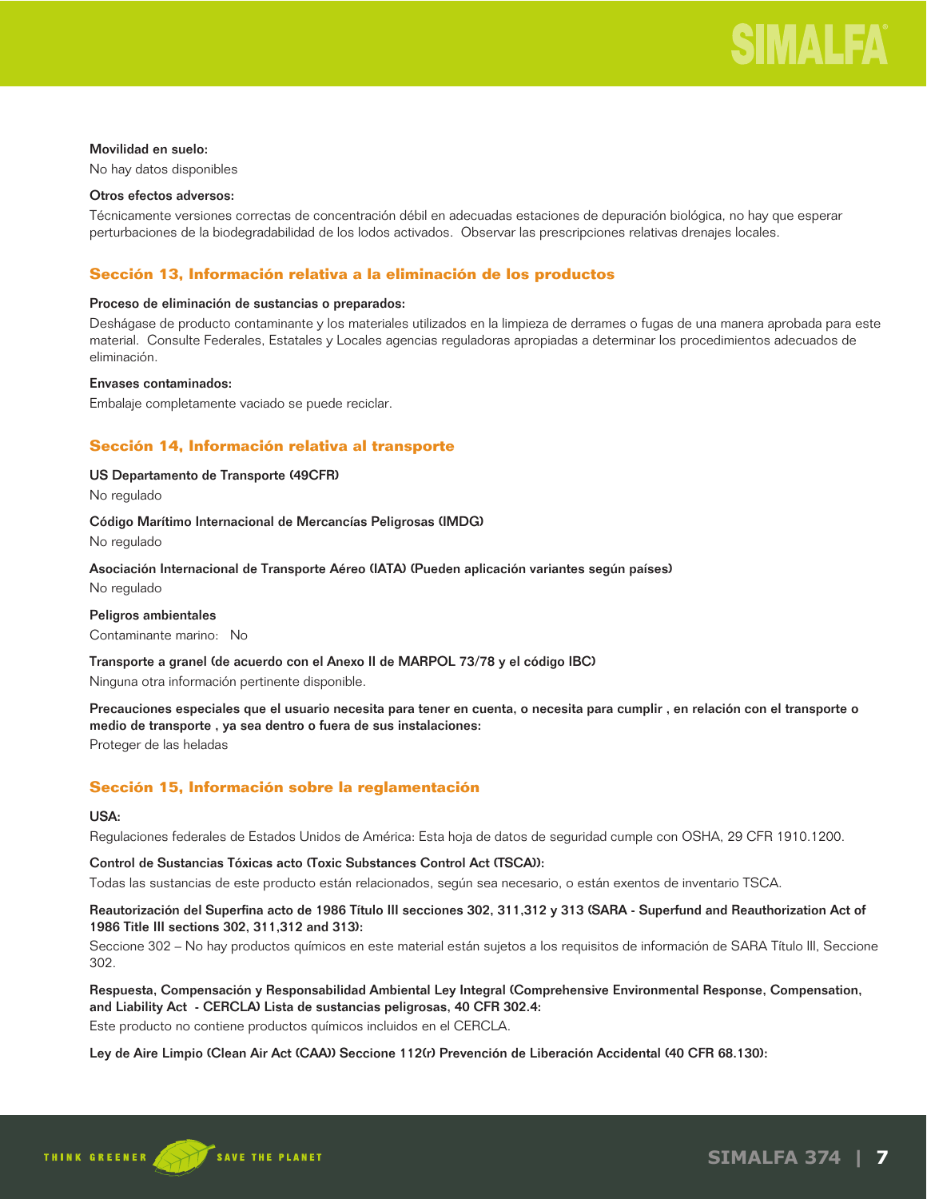**Movilidad en suelo:**

No hay datos disponibles

**Otros efectos adversos:**

Técnicamente versiones correctas de concentración débil en adecuadas estaciones de depuración biológica, no hay que esperar perturbaciones de la biodegradabilidad de los lodos activados. Observar las prescripciones relativas drenajes locales.

## Sección 13, Información relativa a la eliminación de los productos

**Proceso de eliminación de sustancias o preparados:**

Deshágase de producto contaminante y los materiales utilizados en la limpieza de derrames o fugas de una manera aprobada para este material. Consulte Federales, Estatales y Locales agencias reguladoras apropiadas a determinar los procedimientos adecuados de eliminación.

**Envases contaminados:**

Embalaje completamente vaciado se puede reciclar.

## Sección 14, Información relativa al transporte

**US Departamento de Transporte (49CFR)**

No regulado

**Código Marítimo Internacional de Mercancías Peligrosas (IMDG)**

No regulado

**Asociación Internacional de Transporte Aéreo (IATA) (Pueden aplicación variantes según países)**

No regulado

**Peligros ambientales**

Contaminante marino: No

**Transporte a granel (de acuerdo con el Anexo II de MARPOL 73/78 y el código IBC)**

Ninguna otra información pertinente disponible.

**Precauciones especiales que el usuario necesita para tener en cuenta, o necesita para cumplir , en relación con el transporte o medio de transporte , ya sea dentro o fuera de sus instalaciones:**

Proteger de las heladas

## Sección 15, Información sobre la reglamentación

**USA:**

Regulaciones federales de Estados Unidos de América: Esta hoja de datos de seguridad cumple con OSHA, 29 CFR 1910.1200.

**Control de Sustancias Tóxicas acto (Toxic Substances Control Act (TSCA)):**

Todas las sustancias de este producto están relacionados, según sea necesario, o están exentos de inventario TSCA.

**Reautorización del Superfina acto de 1986 Título III secciones 302, 311,312 y 313 (SARA - Superfund and Reauthorization Act of 1986 Title III sections 302, 311,312 and 313):**

Seccione 302 – No hay productos químicos en este material están sujetos a los requisitos de información de SARA Título III, Seccione 302.

**Respuesta, Compensación y Responsabilidad Ambiental Ley Integral (Comprehensive Environmental Response, Compensation, and Liability Act - CERCLA) Lista de sustancias peligrosas, 40 CFR 302.4:**

Este producto no contiene productos químicos incluidos en el CERCLA.

**Ley de Aire Limpio (Clean Air Act (CAA)) Seccione 112(r) Prevención de Liberación Accidental (40 CFR 68.130):**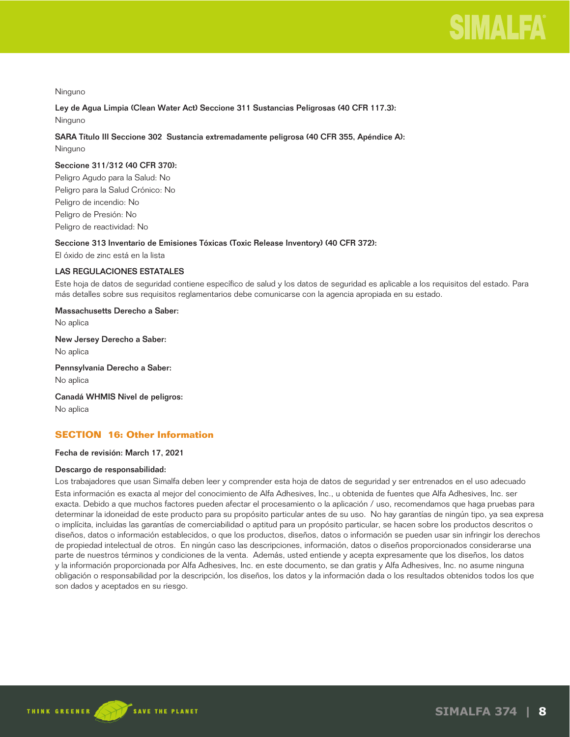Ninguno

**Ley de Agua Limpia (Clean Water Act) Seccione 311 Sustancias Peligrosas (40 CFR 117.3):**
Ninguno

**SARA Título III Seccione 302  Sustancia extremadamente peligrosa (40 CFR 355, Apéndice A):**
Ninguno

**Seccione 311/312 (40 CFR 370):**
Peligro Agudo para la Salud: No
Peligro para la Salud Crónico: No
Peligro de incendio: No
Peligro de Presión: No
Peligro de reactividad: No

**Seccione 313 Inventario de Emisiones Tóxicas (Toxic Release Inventory) (40 CFR 372):**
El óxido de zinc está en la lista

**LAS REGULACIONES ESTATALES**

Este hoja de datos de seguridad contiene específico de salud y los datos de seguridad es aplicable a los requisitos del estado. Para más detalles sobre sus requisitos reglamentarios debe comunicarse con la agencia apropiada en su estado.

**Massachusetts Derecho a Saber:**
No aplica

**New Jersey Derecho a Saber:**
No aplica

**Pennsylvania Derecho a Saber:**
No aplica

**Canadá WHMIS Nivel de peligros:**
No aplica

## SECTION  16: Other Information

**Fecha de revisión: March 17, 2021**

**Descargo de responsabilidad:**

Los trabajadores que usan Simalfa deben leer y comprender esta hoja de datos de seguridad y ser entrenados en el uso adecuado

Esta información es exacta al mejor del conocimiento de Alfa Adhesives, Inc., u obtenida de fuentes que Alfa Adhesives, Inc. ser exacta. Debido a que muchos factores pueden afectar el procesamiento o la aplicación / uso, recomendamos que haga pruebas para determinar la idoneidad de este producto para su propósito particular antes de su uso.  No hay garantías de ningún tipo, ya sea expresa o implícita, incluidas las garantías de comerciabilidad o aptitud para un propósito particular, se hacen sobre los productos descritos o diseños, datos o información establecidos, o que los productos, diseños, datos o información se pueden usar sin infringir los derechos de propiedad intelectual de otros.  En ningún caso las descripciones, información, datos o diseños proporcionados considerarse una parte de nuestros términos y condiciones de la venta.  Además, usted entiende y acepta expresamente que los diseños, los datos y la información proporcionada por Alfa Adhesives, Inc. en este documento, se dan gratis y Alfa Adhesives, Inc. no asume ninguna obligación o responsabilidad por la descripción, los diseños, los datos y la información dada o los resultados obtenidos todos los que son dados y aceptados en su riesgo.